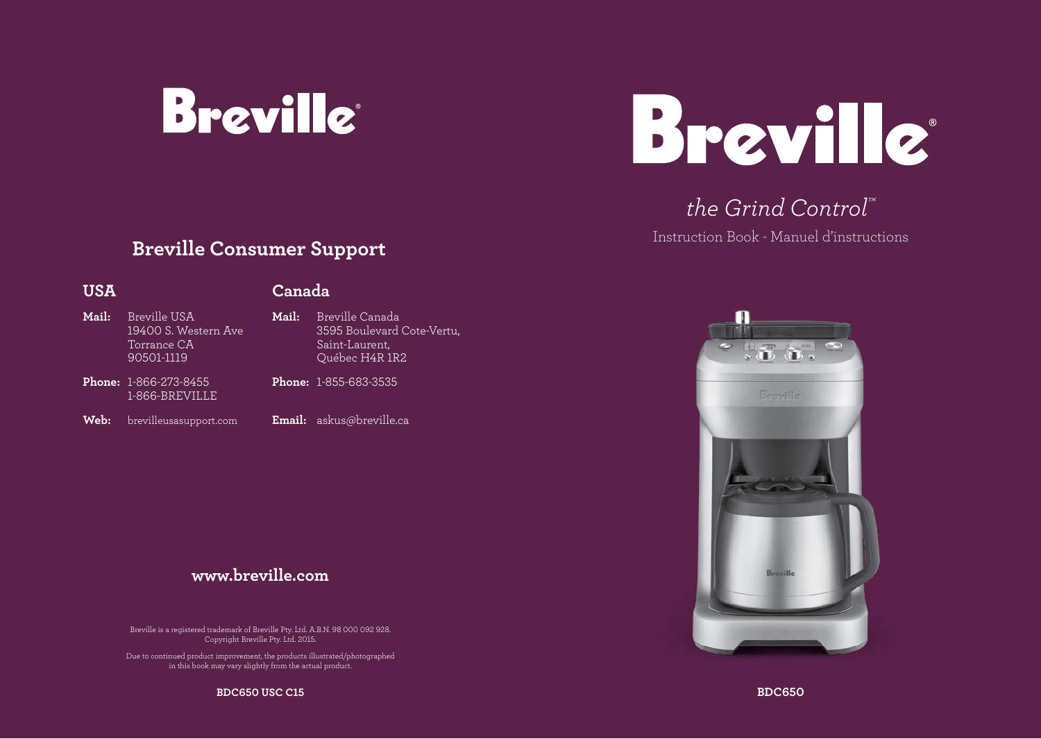# Breville

## Breville Consumer Support

### USA

**Mail:** Breville USA
19400 S. Western Ave
Torrance CA
90501-1119

**Phone:** 1-866-273-8455
1-866-BREVILLE

**Web:** brevilleusasupport.com

### Canada

**Mail:** Breville Canada
3595 Boulevard Cote-Vertu,
Saint-Laurent,
Québec H4R 1R2

**Phone:** 1-855-683-3535

**Email:** askus@breville.ca

**www.breville.com**

Breville is a registered trademark of Breville Pty. Ltd. A.B.N. 98 000 092 928.
Copyright Breville Pty. Ltd. 2015.

Due to continued product improvement, the products illustrated/photographed in this book may vary slightly from the actual product.

**BDC650 USC C15**

# Breville

*the Grind Control™*

Instruction Book - Manuel d'instructions

**BDC650**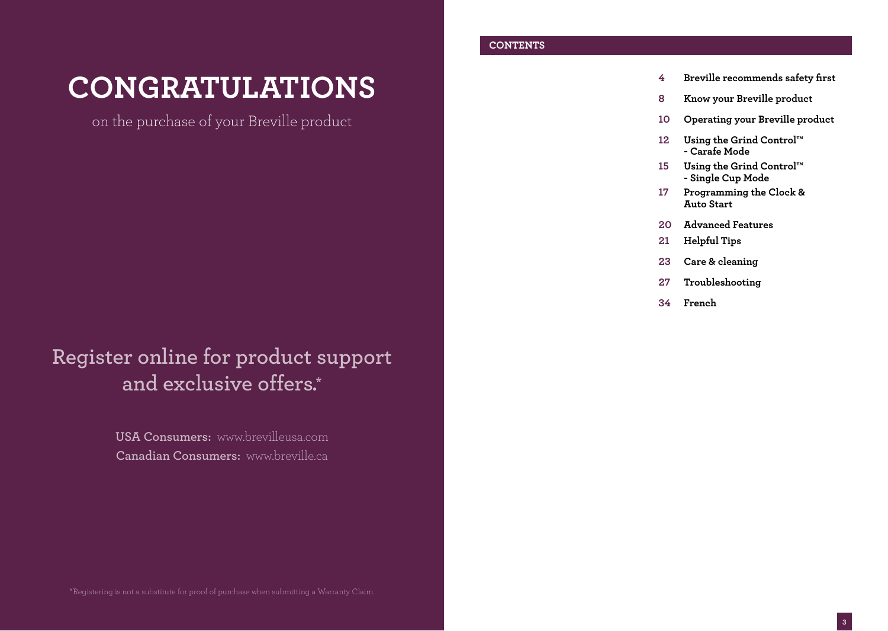# CONGRATULATIONS

on the purchase of your Breville product

## Register online for product support and exclusive offers.*

**USA Consumers:** www.brevilleusa.com
**Canadian Consumers:** www.breville.ca

*Registering is not a substitute for proof of purchase when submitting a Warranty Claim.

## CONTENTS

| | |
|---|---|
| 4 | Breville recommends safety first |
| 8 | Know your Breville product |
| 10 | Operating your Breville product |
| 12 | Using the Grind Control™ - Carafe Mode |
| 15 | Using the Grind Control™ - Single Cup Mode |
| 17 | Programming the Clock & Auto Start |
| 20 | Advanced Features |
| 21 | Helpful Tips |
| 23 | Care & cleaning |
| 27 | Troubleshooting |
| 34 | French |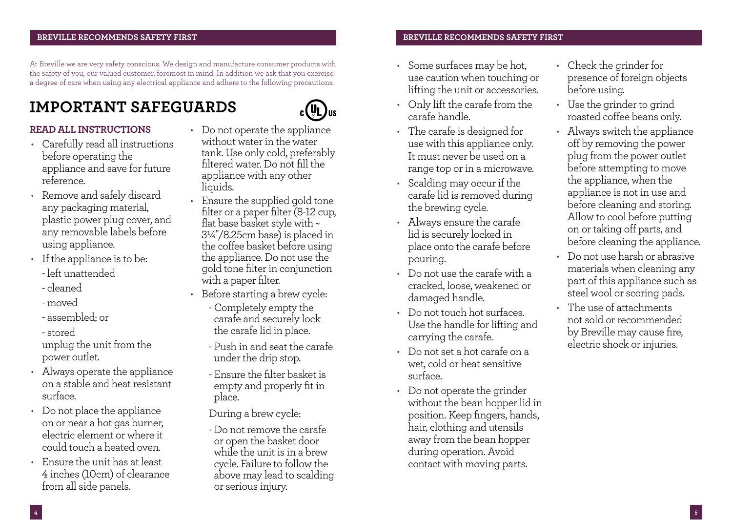At Breville we are very safety conscious. We design and manufacture consumer products with the safety of you, our valued customer, foremost in mind. In addition we ask that you exercise a degree of care when using any electrical appliance and adhere to the following precautions.

# IMPORTANT SAFEGUARDS

## READ ALL INSTRUCTIONS

- Carefully read all instructions before operating the appliance and save for future reference.
- Remove and safely discard any packaging material, plastic power plug cover, and any removable labels before using appliance.
- If the appliance is to be:
  - left unattended
  - cleaned
  - moved
  - assembled; or
  - stored

  unplug the unit from the power outlet.
- Always operate the appliance on a stable and heat resistant surface.
- Do not place the appliance on or near a hot gas burner, electric element or where it could touch a heated oven.
- Ensure the unit has at least 4 inches (10cm) of clearance from all side panels.
- Do not operate the appliance without water in the water tank. Use only cold, preferably filtered water. Do not fill the appliance with any other liquids.
- Ensure the supplied gold tone filter or a paper filter (8-12 cup, flat base basket style with ~ 3¼"/8.25cm base) is placed in the coffee basket before using the appliance. Do not use the gold tone filter in conjunction with a paper filter.
- Before starting a brew cycle:
  - Completely empty the carafe and securely lock the carafe lid in place.
  - Push in and seat the carafe under the drip stop.
  - Ensure the filter basket is empty and properly fit in place.

  During a brew cycle:
  - Do not remove the carafe or open the basket door while the unit is in a brew cycle. Failure to follow the above may lead to scalding or serious injury.
- Some surfaces may be hot, use caution when touching or lifting the unit or accessories.
- Only lift the carafe from the carafe handle.
- The carafe is designed for use with this appliance only. It must never be used on a range top or in a microwave.
- Scalding may occur if the carafe lid is removed during the brewing cycle.
- Always ensure the carafe lid is securely locked in place onto the carafe before pouring.
- Do not use the carafe with a cracked, loose, weakened or damaged handle.
- Do not touch hot surfaces. Use the handle for lifting and carrying the carafe.
- Do not set a hot carafe on a wet, cold or heat sensitive surface.
- Do not operate the grinder without the bean hopper lid in position. Keep fingers, hands, hair, clothing and utensils away from the bean hopper during operation. Avoid contact with moving parts.
- Check the grinder for presence of foreign objects before using.
- Use the grinder to grind roasted coffee beans only.
- Always switch the appliance off by removing the power plug from the power outlet before attempting to move the appliance, when the appliance is not in use and before cleaning and storing. Allow to cool before putting on or taking off parts, and before cleaning the appliance.
- Do not use harsh or abrasive materials when cleaning any part of this appliance such as steel wool or scoring pads.
- The use of attachments not sold or recommended by Breville may cause fire, electric shock or injuries.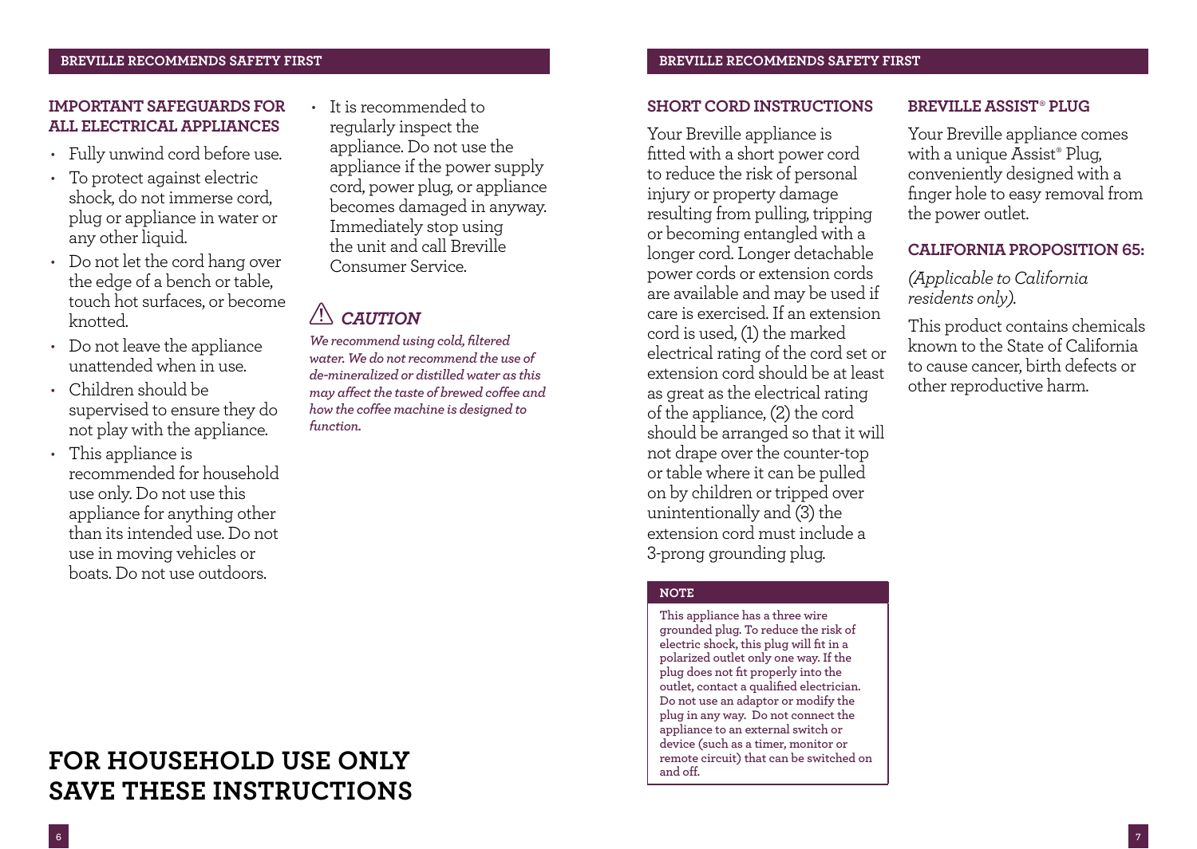## IMPORTANT SAFEGUARDS FOR ALL ELECTRICAL APPLIANCES

- Fully unwind cord before use.
- To protect against electric shock, do not immerse cord, plug or appliance in water or any other liquid.
- Do not let the cord hang over the edge of a bench or table, touch hot surfaces, or become knotted.
- Do not leave the appliance unattended when in use.
- Children should be supervised to ensure they do not play with the appliance.
- This appliance is recommended for household use only. Do not use this appliance for anything other than its intended use. Do not use in moving vehicles or boats. Do not use outdoors.
- It is recommended to regularly inspect the appliance. Do not use the appliance if the power supply cord, power plug, or appliance becomes damaged in anyway. Immediately stop using the unit and call Breville Consumer Service.

### ⚠ *CAUTION*

***We recommend using cold, filtered water. We do not recommend the use of de-mineralized or distilled water as this may affect the taste of brewed coffee and how the coffee machine is designed to function.***

# FOR HOUSEHOLD USE ONLY SAVE THESE INSTRUCTIONS

## SHORT CORD INSTRUCTIONS

Your Breville appliance is fitted with a short power cord to reduce the risk of personal injury or property damage resulting from pulling, tripping or becoming entangled with a longer cord. Longer detachable power cords or extension cords are available and may be used if care is exercised. If an extension cord is used, (1) the marked electrical rating of the cord set or extension cord should be at least as great as the electrical rating of the appliance, (2) the cord should be arranged so that it will not drape over the counter-top or table where it can be pulled on by children or tripped over unintentionally and (3) the extension cord must include a 3-prong grounding plug.

**NOTE**

**This appliance has a three wire grounded plug. To reduce the risk of electric shock, this plug will fit in a polarized outlet only one way. If the plug does not fit properly into the outlet, contact a qualified electrician. Do not use an adaptor or modify the plug in any way. Do not connect the appliance to an external switch or device (such as a timer, monitor or remote circuit) that can be switched on and off.**

## BREVILLE ASSIST® PLUG

Your Breville appliance comes with a unique Assist® Plug, conveniently designed with a finger hole to easy removal from the power outlet.

## CALIFORNIA PROPOSITION 65:

*(Applicable to California residents only).*

This product contains chemicals known to the State of California to cause cancer, birth defects or other reproductive harm.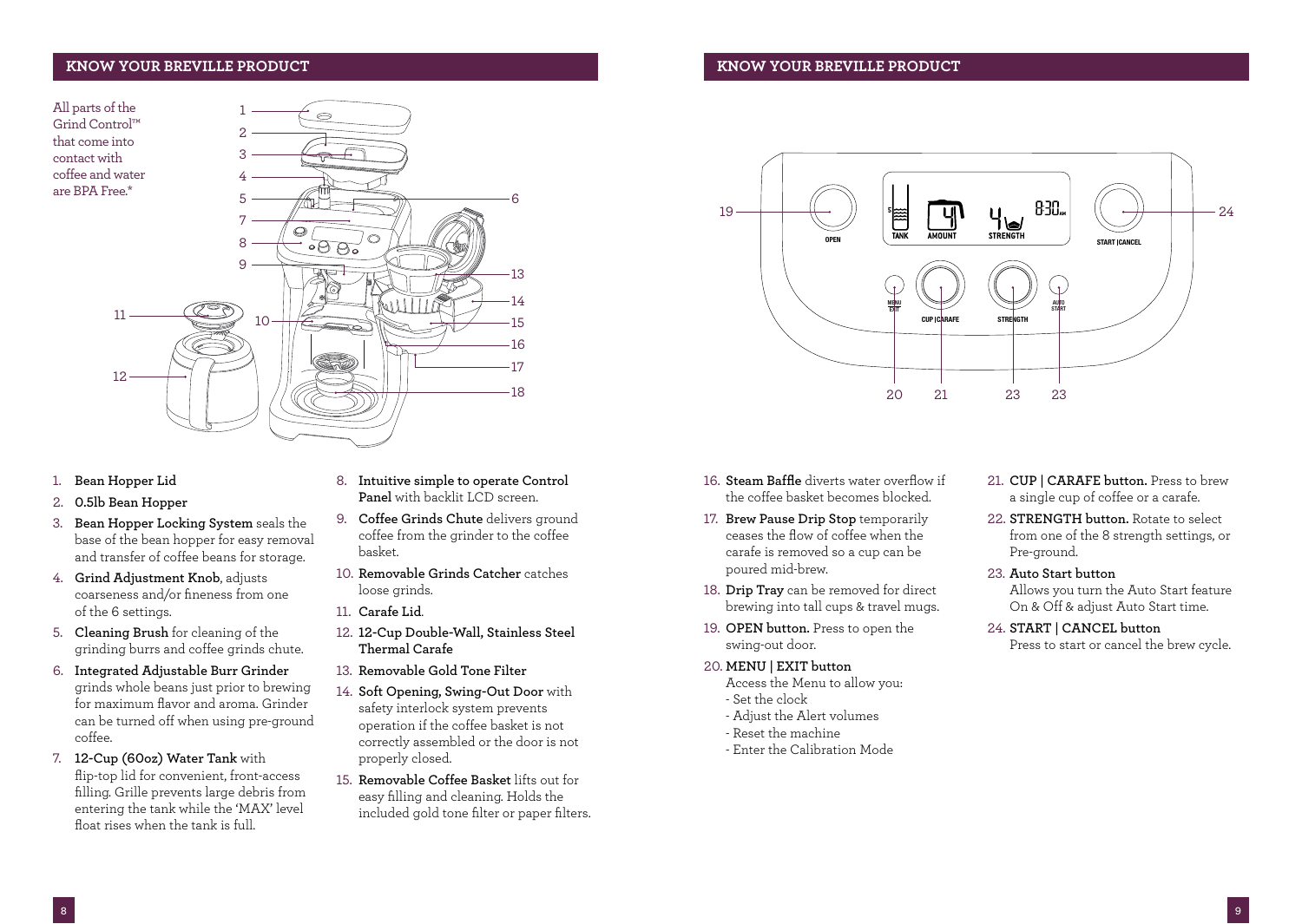## KNOW YOUR BREVILLE PRODUCT

All parts of the Grind Control™ that come into contact with coffee and water are BPA Free.*

1. **Bean Hopper Lid**
2. **0.5lb Bean Hopper**
3. **Bean Hopper Locking System** seals the base of the bean hopper for easy removal and transfer of coffee beans for storage.
4. **Grind Adjustment Knob**, adjusts coarseness and/or fineness from one of the 6 settings.
5. **Cleaning Brush** for cleaning of the grinding burrs and coffee grinds chute.
6. **Integrated Adjustable Burr Grinder** grinds whole beans just prior to brewing for maximum flavor and aroma. Grinder can be turned off when using pre-ground coffee.
7. **12-Cup (60oz) Water Tank** with flip-top lid for convenient, front-access filling. Grille prevents large debris from entering the tank while the 'MAX' level float rises when the tank is full.
8. **Intuitive simple to operate Control Panel** with backlit LCD screen.
9. **Coffee Grinds Chute** delivers ground coffee from the grinder to the coffee basket.
10. **Removable Grinds Catcher** catches loose grinds.
11. **Carafe Lid**.
12. **12-Cup Double-Wall, Stainless Steel Thermal Carafe**
13. **Removable Gold Tone Filter**
14. **Soft Opening, Swing-Out Door** with safety interlock system prevents operation if the coffee basket is not correctly assembled or the door is not properly closed.
15. **Removable Coffee Basket** lifts out for easy filling and cleaning. Holds the included gold tone filter or paper filters.

## KNOW YOUR BREVILLE PRODUCT

16. **Steam Baffle** diverts water overflow if the coffee basket becomes blocked.
17. **Brew Pause Drip Stop** temporarily ceases the flow of coffee when the carafe is removed so a cup can be poured mid-brew.
18. **Drip Tray** can be removed for direct brewing into tall cups & travel mugs.
19. **OPEN button.** Press to open the swing-out door.
20. **MENU | EXIT button**
    Access the Menu to allow you:
    - Set the clock
    - Adjust the Alert volumes
    - Reset the machine
    - Enter the Calibration Mode
21. **CUP | CARAFE button.** Press to brew a single cup of coffee or a carafe.
22. **STRENGTH button.** Rotate to select from one of the 8 strength settings, or Pre-ground.
23. **Auto Start button**
    Allows you turn the Auto Start feature On & Off & adjust Auto Start time.
24. **START | CANCEL button**
    Press to start or cancel the brew cycle.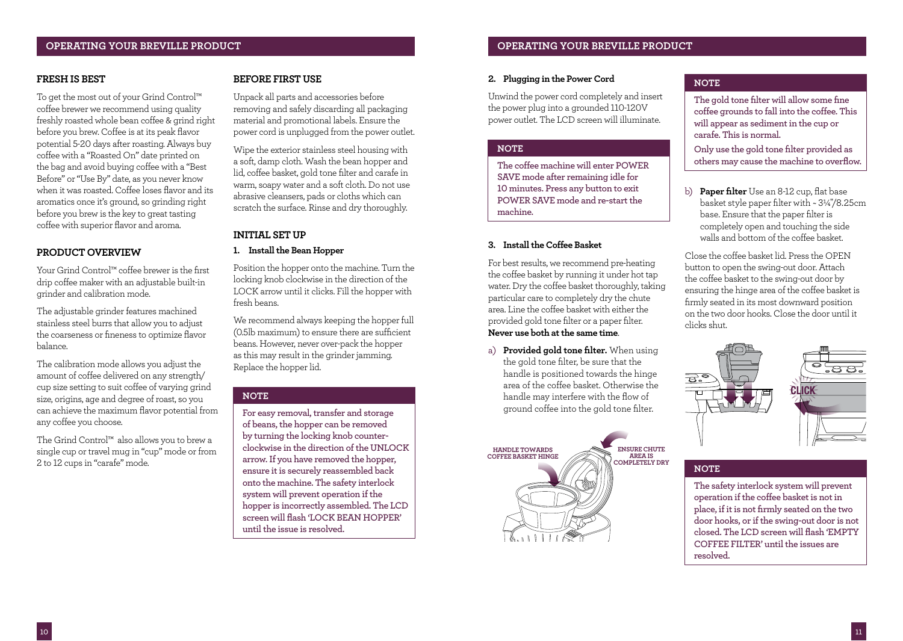## FRESH IS BEST

To get the most out of your Grind Control™ coffee brewer we recommend using quality freshly roasted whole bean coffee & grind right before you brew. Coffee is at its peak flavor potential 5-20 days after roasting. Always buy coffee with a "Roasted On" date printed on the bag and avoid buying coffee with a "Best Before" or "Use By" date, as you never know when it was roasted. Coffee loses flavor and its aromatics once it's ground, so grinding right before you brew is the key to great tasting coffee with superior flavor and aroma.

## PRODUCT OVERVIEW

Your Grind Control™ coffee brewer is the first drip coffee maker with an adjustable built-in grinder and calibration mode.

The adjustable grinder features machined stainless steel burrs that allow you to adjust the coarseness or fineness to optimize flavor balance.

The calibration mode allows you adjust the amount of coffee delivered on any strength/cup size setting to suit coffee of varying grind size, origins, age and degree of roast, so you can achieve the maximum flavor potential from any coffee you choose.

The Grind Control™ also allows you to brew a single cup or travel mug in "cup" mode or from 2 to 12 cups in "carafe" mode.

## BEFORE FIRST USE

Unpack all parts and accessories before removing and safely discarding all packaging material and promotional labels. Ensure the power cord is unplugged from the power outlet.

Wipe the exterior stainless steel housing with a soft, damp cloth. Wash the bean hopper and lid, coffee basket, gold tone filter and carafe in warm, soapy water and a soft cloth. Do not use abrasive cleansers, pads or cloths which can scratch the surface. Rinse and dry thoroughly.

## INITIAL SET UP

**1. Install the Bean Hopper**

Position the hopper onto the machine. Turn the locking knob clockwise in the direction of the LOCK arrow until it clicks. Fill the hopper with fresh beans.

We recommend always keeping the hopper full (0.5lb maximum) to ensure there are sufficient beans. However, never over-pack the hopper as this may result in the grinder jamming. Replace the hopper lid.

**NOTE**

**For easy removal, transfer and storage of beans, the hopper can be removed by turning the locking knob counter-clockwise in the direction of the UNLOCK arrow. If you have removed the hopper, ensure it is securely reassembled back onto the machine. The safety interlock system will prevent operation if the hopper is incorrectly assembled. The LCD screen will flash 'LOCK BEAN HOPPER' until the issue is resolved.**

**2. Plugging in the Power Cord**

Unwind the power cord completely and insert the power plug into a grounded 110-120V power outlet. The LCD screen will illuminate.

**NOTE**

**The coffee machine will enter POWER SAVE mode after remaining idle for 10 minutes. Press any button to exit POWER SAVE mode and re-start the machine.**

**3. Install the Coffee Basket**

For best results, we recommend pre-heating the coffee basket by running it under hot tap water. Dry the coffee basket thoroughly, taking particular care to completely dry the chute area. Line the coffee basket with either the provided gold tone filter or a paper filter. **Never use both at the same time**.

a) **Provided gold tone filter.** When using the gold tone filter, be sure that the handle is positioned towards the hinge area of the coffee basket. Otherwise the handle may interfere with the flow of ground coffee into the gold tone filter.

HANDLE TOWARDS COFFEE BASKET HINGE

ENSURE CHUTE AREA IS COMPLETELY DRY

**NOTE**

**The gold tone filter will allow some fine coffee grounds to fall into the coffee. This will appear as sediment in the cup or carafe. This is normal.**

**Only use the gold tone filter provided as others may cause the machine to overflow.**

b) **Paper filter** Use an 8-12 cup, flat base basket style paper filter with ~ 3¼"/8.25cm base. Ensure that the paper filter is completely open and touching the side walls and bottom of the coffee basket.

Close the coffee basket lid. Press the OPEN button to open the swing-out door. Attach the coffee basket to the swing-out door by ensuring the hinge area of the coffee basket is firmly seated in its most downward position on the two door hooks. Close the door until it clicks shut.

CLICK

**NOTE**

**The safety interlock system will prevent operation if the coffee basket is not in place, if it is not firmly seated on the two door hooks, or if the swing-out door is not closed. The LCD screen will flash 'EMPTY COFFEE FILTER' until the issues are resolved.**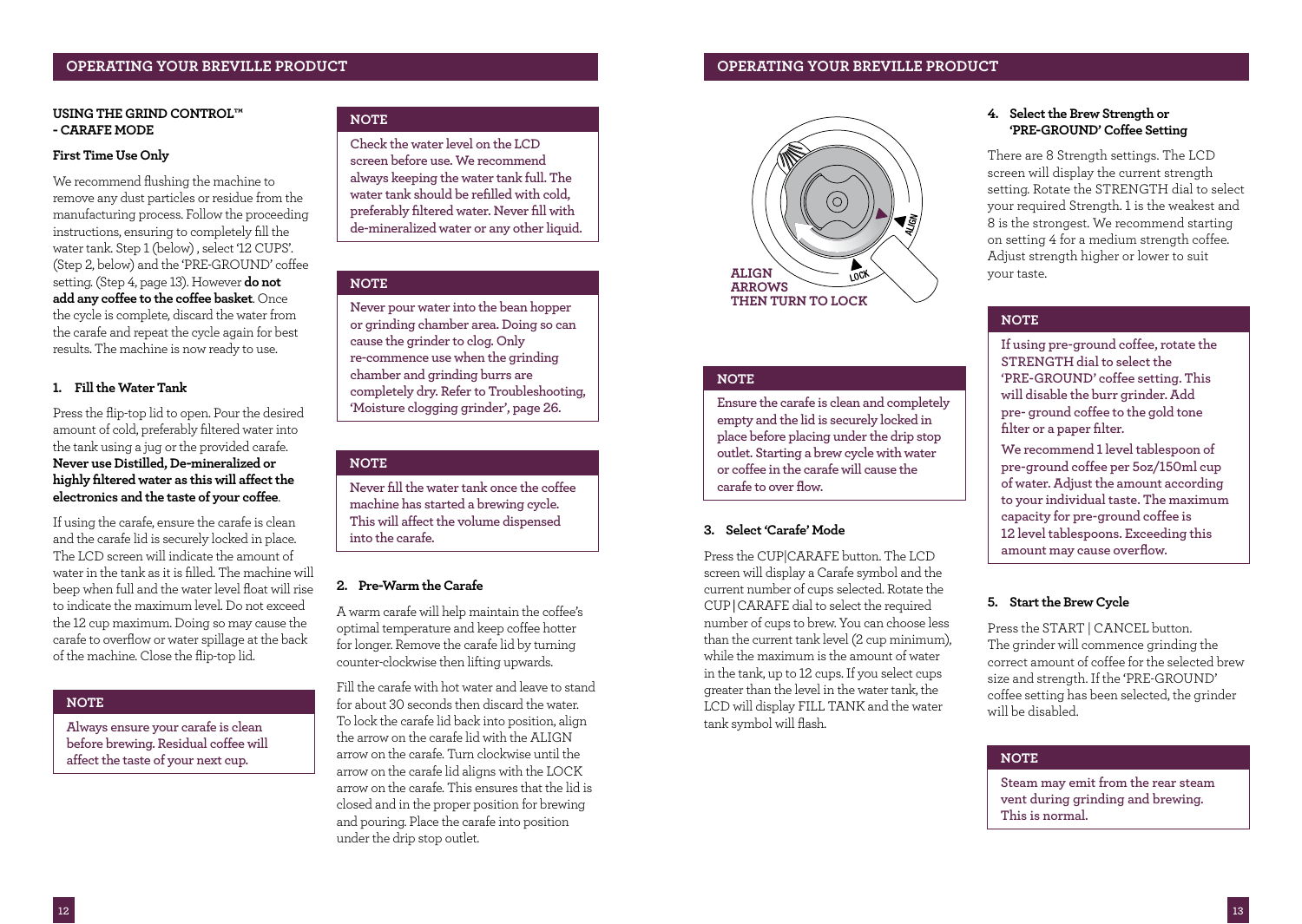## OPERATING YOUR BREVILLE PRODUCT

### USING THE GRIND CONTROL™ - CARAFE MODE

**First Time Use Only**

We recommend flushing the machine to remove any dust particles or residue from the manufacturing process. Follow the proceeding instructions, ensuring to completely fill the water tank. Step 1 (below) , select '12 CUPS'. (Step 2, below) and the 'PRE-GROUND' coffee setting. (Step 4, page 13). However **do not add any coffee to the coffee basket**. Once the cycle is complete, discard the water from the carafe and repeat the cycle again for best results. The machine is now ready to use.

**1. Fill the Water Tank**

Press the flip-top lid to open. Pour the desired amount of cold, preferably filtered water into the tank using a jug or the provided carafe. **Never use Distilled, De-mineralized or highly filtered water as this will affect the electronics and the taste of your coffee**.

If using the carafe, ensure the carafe is clean and the carafe lid is securely locked in place. The LCD screen will indicate the amount of water in the tank as it is filled. The machine will beep when full and the water level float will rise to indicate the maximum level. Do not exceed the 12 cup maximum. Doing so may cause the carafe to overflow or water spillage at the back of the machine. Close the flip-top lid.

> **NOTE**
>
> **Always ensure your carafe is clean before brewing. Residual coffee will affect the taste of your next cup.**

> **NOTE**
>
> **Check the water level on the LCD screen before use. We recommend always keeping the water tank full. The water tank should be refilled with cold, preferably filtered water. Never fill with de-mineralized water or any other liquid.**

> **NOTE**
>
> **Never pour water into the bean hopper or grinding chamber area. Doing so can cause the grinder to clog. Only re-commence use when the grinding chamber and grinding burrs are completely dry. Refer to Troubleshooting, 'Moisture clogging grinder', page 26.**

> **NOTE**
>
> **Never fill the water tank once the coffee machine has started a brewing cycle. This will affect the volume dispensed into the carafe.**

**2. Pre-Warm the Carafe**

A warm carafe will help maintain the coffee's optimal temperature and keep coffee hotter for longer. Remove the carafe lid by turning counter-clockwise then lifting upwards.

Fill the carafe with hot water and leave to stand for about 30 seconds then discard the water. To lock the carafe lid back into position, align the arrow on the carafe lid with the ALIGN arrow on the carafe. Turn clockwise until the arrow on the carafe lid aligns with the LOCK arrow on the carafe. This ensures that the lid is closed and in the proper position for brewing and pouring. Place the carafe into position under the drip stop outlet.

ALIGN ARROWS THEN TURN TO LOCK

> **NOTE**
>
> **Ensure the carafe is clean and completely empty and the lid is securely locked in place before placing under the drip stop outlet. Starting a brew cycle with water or coffee in the carafe will cause the carafe to over flow.**

**3. Select 'Carafe' Mode**

Press the CUP|CARAFE button. The LCD screen will display a Carafe symbol and the current number of cups selected. Rotate the CUP|CARAFE dial to select the required number of cups to brew. You can choose less than the current tank level (2 cup minimum), while the maximum is the amount of water in the tank, up to 12 cups. If you select cups greater than the level in the water tank, the LCD will display FILL TANK and the water tank symbol will flash.

**4. Select the Brew Strength or 'PRE-GROUND' Coffee Setting**

There are 8 Strength settings. The LCD screen will display the current strength setting. Rotate the STRENGTH dial to select your required Strength. 1 is the weakest and 8 is the strongest. We recommend starting on setting 4 for a medium strength coffee. Adjust strength higher or lower to suit your taste.

> **NOTE**
>
> **If using pre-ground coffee, rotate the STRENGTH dial to select the 'PRE-GROUND' coffee setting. This will disable the burr grinder. Add pre- ground coffee to the gold tone filter or a paper filter.**
>
> **We recommend 1 level tablespoon of pre-ground coffee per 5oz/150ml cup of water. Adjust the amount according to your individual taste. The maximum capacity for pre-ground coffee is 12 level tablespoons. Exceeding this amount may cause overflow.**

**5. Start the Brew Cycle**

Press the START | CANCEL button. The grinder will commence grinding the correct amount of coffee for the selected brew size and strength. If the 'PRE-GROUND' coffee setting has been selected, the grinder will be disabled.

> **NOTE**
>
> **Steam may emit from the rear steam vent during grinding and brewing. This is normal.**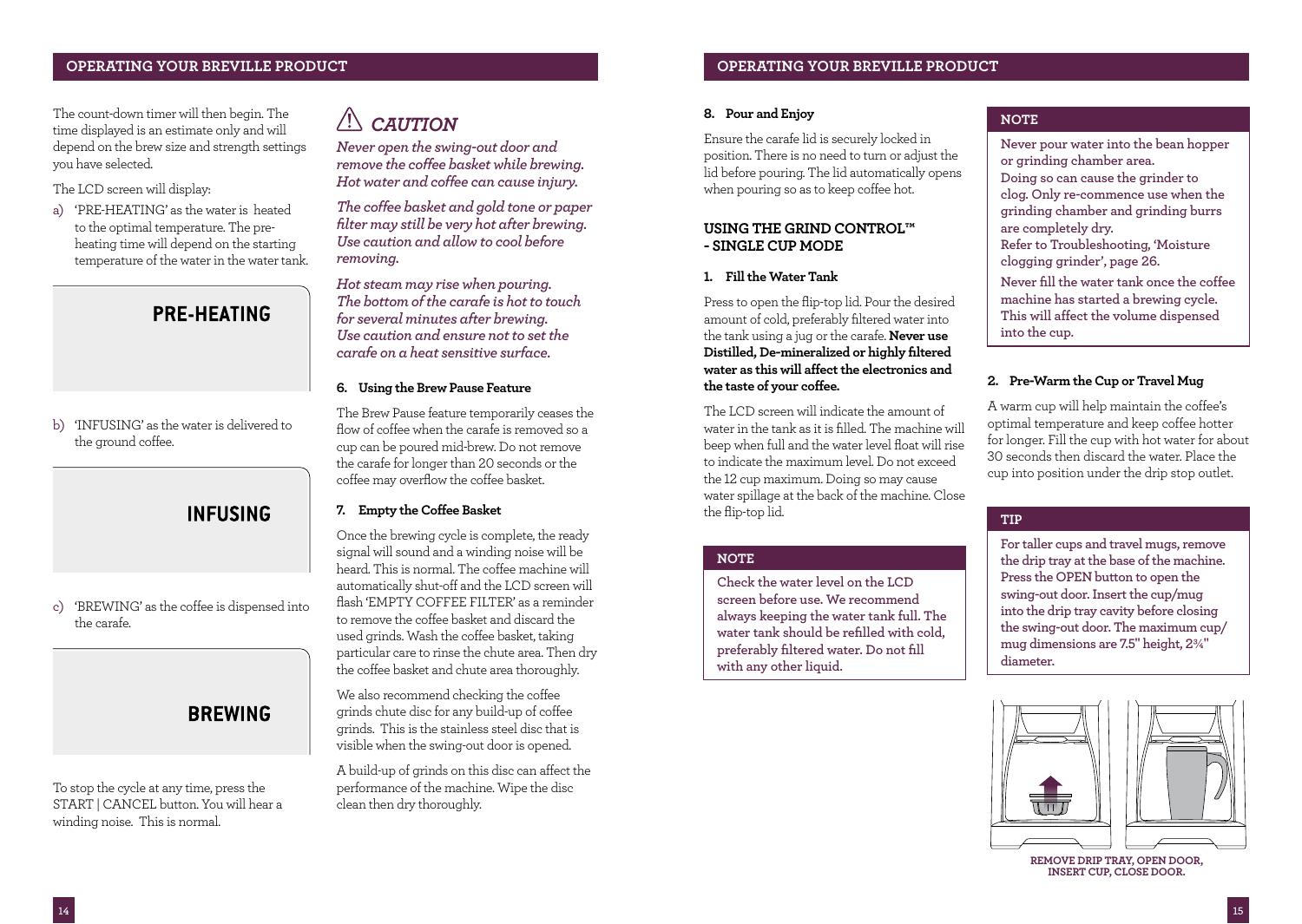## OPERATING YOUR BREVILLE PRODUCT

The count-down timer will then begin. The time displayed is an estimate only and will depend on the brew size and strength settings you have selected.

The LCD screen will display:

a) 'PRE-HEATING' as the water is heated to the optimal temperature. The pre-heating time will depend on the starting temperature of the water in the water tank.

PRE-HEATING

b) 'INFUSING' as the water is delivered to the ground coffee.

INFUSING

c) 'BREWING' as the coffee is dispensed into the carafe.

BREWING

To stop the cycle at any time, press the START | CANCEL button. You will hear a winding noise. This is normal.

### ⚠ CAUTION

***Never open the swing-out door and remove the coffee basket while brewing. Hot water and coffee can cause injury.***

***The coffee basket and gold tone or paper filter may still be very hot after brewing. Use caution and allow to cool before removing.***

***Hot steam may rise when pouring. The bottom of the carafe is hot to touch for several minutes after brewing. Use caution and ensure not to set the carafe on a heat sensitive surface.***

#### 6. Using the Brew Pause Feature

The Brew Pause feature temporarily ceases the flow of coffee when the carafe is removed so a cup can be poured mid-brew. Do not remove the carafe for longer than 20 seconds or the coffee may overflow the coffee basket.

#### 7. Empty the Coffee Basket

Once the brewing cycle is complete, the ready signal will sound and a winding noise will be heard. This is normal. The coffee machine will automatically shut-off and the LCD screen will flash 'EMPTY COFFEE FILTER' as a reminder to remove the coffee basket and discard the used grinds. Wash the coffee basket, taking particular care to rinse the chute area. Then dry the coffee basket and chute area thoroughly.

We also recommend checking the coffee grinds chute disc for any build-up of coffee grinds. This is the stainless steel disc that is visible when the swing-out door is opened.

A build-up of grinds on this disc can affect the performance of the machine. Wipe the disc clean then dry thoroughly.

#### 8. Pour and Enjoy

Ensure the carafe lid is securely locked in position. There is no need to turn or adjust the lid before pouring. The lid automatically opens when pouring so as to keep coffee hot.

### USING THE GRIND CONTROL™ - SINGLE CUP MODE

#### 1. Fill the Water Tank

Press to open the flip-top lid. Pour the desired amount of cold, preferably filtered water into the tank using a jug or the carafe. **Never use Distilled, De-mineralized or highly filtered water as this will affect the electronics and the taste of your coffee.**

The LCD screen will indicate the amount of water in the tank as it is filled. The machine will beep when full and the water level float will rise to indicate the maximum level. Do not exceed the 12 cup maximum. Doing so may cause water spillage at the back of the machine. Close the flip-top lid.

**NOTE**

**Check the water level on the LCD screen before use. We recommend always keeping the water tank full. The water tank should be refilled with cold, preferably filtered water. Do not fill with any other liquid.**

**NOTE**

**Never pour water into the bean hopper or grinding chamber area.**
**Doing so can cause the grinder to clog. Only re-commence use when the grinding chamber and grinding burrs are completely dry.**
**Refer to Troubleshooting, 'Moisture clogging grinder', page 26.**

**Never fill the water tank once the coffee machine has started a brewing cycle. This will affect the volume dispensed into the cup.**

#### 2. Pre-Warm the Cup or Travel Mug

A warm cup will help maintain the coffee's optimal temperature and keep coffee hotter for longer. Fill the cup with hot water for about 30 seconds then discard the water. Place the cup into position under the drip stop outlet.

**TIP**

**For taller cups and travel mugs, remove the drip tray at the base of the machine. Press the OPEN button to open the swing-out door. Insert the cup/mug into the drip tray cavity before closing the swing-out door. The maximum cup/mug dimensions are 7.5" height, 2¾" diameter.**

REMOVE DRIP TRAY, OPEN DOOR, INSERT CUP, CLOSE DOOR.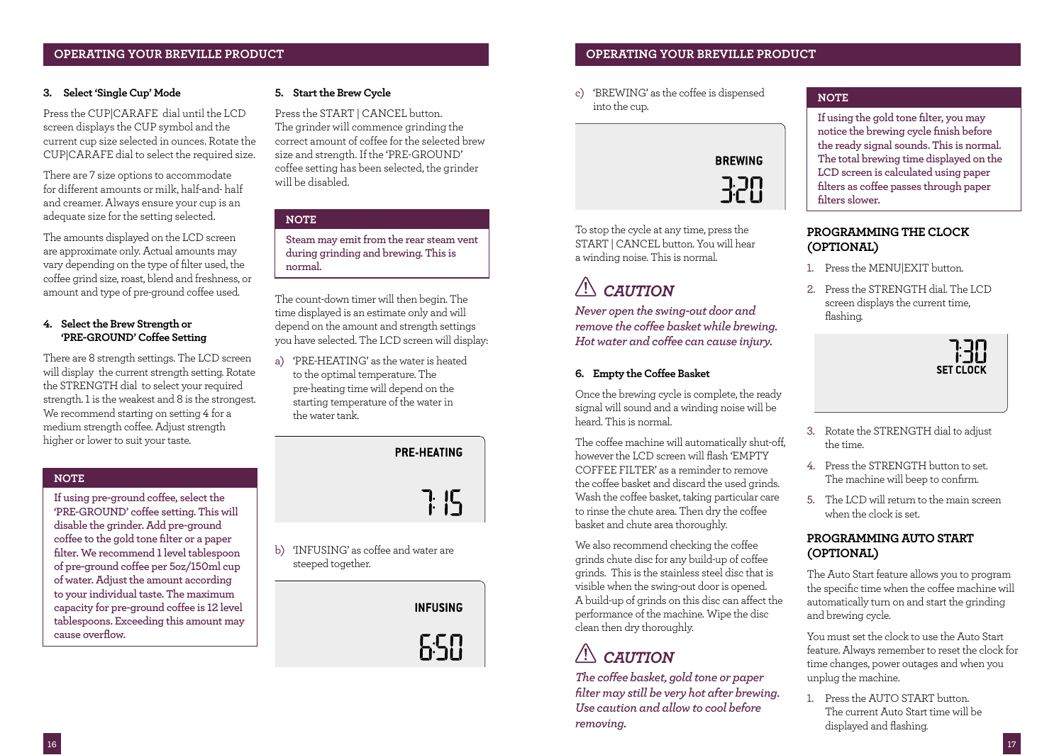## OPERATING YOUR BREVILLE PRODUCT

**3. Select 'Single Cup' Mode**

Press the CUP|CARAFE dial until the LCD screen displays the CUP symbol and the current cup size selected in ounces. Rotate the CUP|CARAFE dial to select the required size.

There are 7 size options to accommodate for different amounts or milk, half-and- half and creamer. Always ensure your cup is an adequate size for the setting selected.

The amounts displayed on the LCD screen are approximate only. Actual amounts may vary depending on the type of filter used, the coffee grind size, roast, blend and freshness, or amount and type of pre-ground coffee used.

**4. Select the Brew Strength or 'PRE-GROUND' Coffee Setting**

There are 8 strength settings. The LCD screen will display the current strength setting. Rotate the STRENGTH dial to select your required strength. 1 is the weakest and 8 is the strongest. We recommend starting on setting 4 for a medium strength coffee. Adjust strength higher or lower to suit your taste.

**NOTE**

**If using pre-ground coffee, select the 'PRE-GROUND' coffee setting. This will disable the grinder. Add pre-ground coffee to the gold tone filter or a paper filter. We recommend 1 level tablespoon of pre-ground coffee per 5oz/150ml cup of water. Adjust the amount according to your individual taste. The maximum capacity for pre-ground coffee is 12 level tablespoons. Exceeding this amount may cause overflow.**

**5. Start the Brew Cycle**

Press the START | CANCEL button. The grinder will commence grinding the correct amount of coffee for the selected brew size and strength. If the 'PRE-GROUND' coffee setting has been selected, the grinder will be disabled.

**NOTE**

**Steam may emit from the rear steam vent during grinding and brewing. This is normal.**

The count-down timer will then begin. The time displayed is an estimate only and will depend on the amount and strength settings you have selected. The LCD screen will display:

a) 'PRE-HEATING' as the water is heated to the optimal temperature. The pre-heating time will depend on the starting temperature of the water in the water tank.

PRE-HEATING
7:15

b) 'INFUSING' as coffee and water are steeped together.

INFUSING
6:50

c) 'BREWING' as the coffee is dispensed into the cup.

BREWING
3:20

To stop the cycle at any time, press the START | CANCEL button. You will hear a winding noise. This is normal.

### ⚠ CAUTION

***Never open the swing-out door and remove the coffee basket while brewing. Hot water and coffee can cause injury.***

**6. Empty the Coffee Basket**

Once the brewing cycle is complete, the ready signal will sound and a winding noise will be heard. This is normal.

The coffee machine will automatically shut-off, however the LCD screen will flash 'EMPTY COFFEE FILTER' as a reminder to remove the coffee basket and discard the used grinds. Wash the coffee basket, taking particular care to rinse the chute area. Then dry the coffee basket and chute area thoroughly.

We also recommend checking the coffee grinds chute disc for any build-up of coffee grinds. This is the stainless steel disc that is visible when the swing-out door is opened. A build-up of grinds on this disc can affect the performance of the machine. Wipe the disc clean then dry thoroughly.

### ⚠ CAUTION

***The coffee basket, gold tone or paper filter may still be very hot after brewing. Use caution and allow to cool before removing.***

**NOTE**

**If using the gold tone filter, you may notice the brewing cycle finish before the ready signal sounds. This is normal. The total brewing time displayed on the LCD screen is calculated using paper filters as coffee passes through paper filters slower.**

### PROGRAMMING THE CLOCK (OPTIONAL)

1. Press the MENU|EXIT button.
2. Press the STRENGTH dial. The LCD screen displays the current time, flashing.

7:30
SET CLOCK

3. Rotate the STRENGTH dial to adjust the time.
4. Press the STRENGTH button to set. The machine will beep to confirm.
5. The LCD will return to the main screen when the clock is set.

### PROGRAMMING AUTO START (OPTIONAL)

The Auto Start feature allows you to program the specific time when the coffee machine will automatically turn on and start the grinding and brewing cycle.

You must set the clock to use the Auto Start feature. Always remember to reset the clock for time changes, power outages and when you unplug the machine.

1. Press the AUTO START button. The current Auto Start time will be displayed and flashing.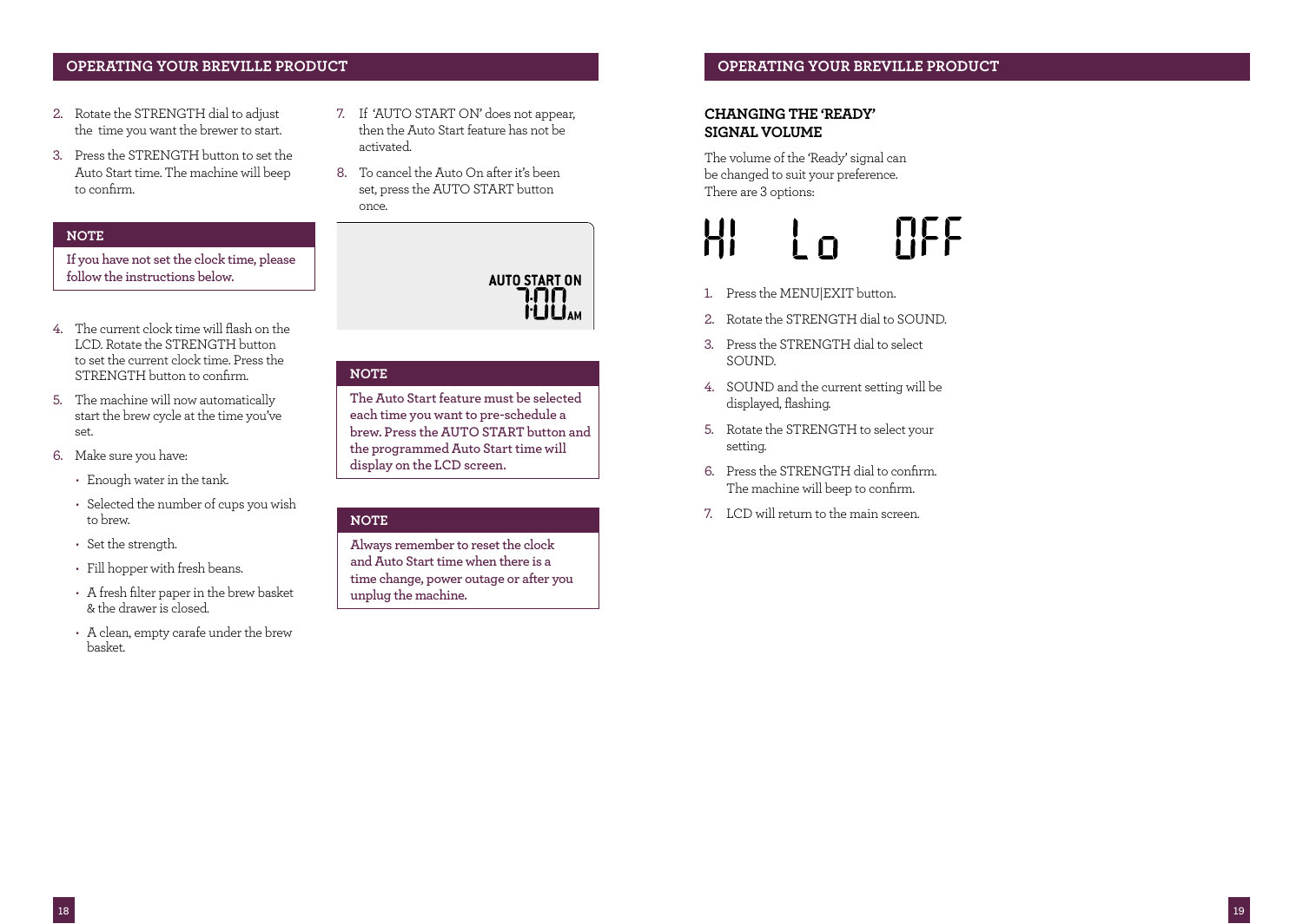## OPERATING YOUR BREVILLE PRODUCT

2. Rotate the STRENGTH dial to adjust the time you want the brewer to start.
3. Press the STRENGTH button to set the Auto Start time. The machine will beep to confirm.

**NOTE**

**If you have not set the clock time, please follow the instructions below.**

4. The current clock time will flash on the LCD. Rotate the STRENGTH button to set the current clock time. Press the STRENGTH button to confirm.
5. The machine will now automatically start the brew cycle at the time you've set.
6. Make sure you have:
   - Enough water in the tank.
   - Selected the number of cups you wish to brew.
   - Set the strength.
   - Fill hopper with fresh beans.
   - A fresh filter paper in the brew basket & the drawer is closed.
   - A clean, empty carafe under the brew basket.
7. If 'AUTO START ON' does not appear, then the Auto Start feature has not be activated.
8. To cancel the Auto On after it's been set, press the AUTO START button once.

AUTO START ON
7:00 AM

**NOTE**

**The Auto Start feature must be selected each time you want to pre-schedule a brew. Press the AUTO START button and the programmed Auto Start time will display on the LCD screen.**

**NOTE**

**Always remember to reset the clock and Auto Start time when there is a time change, power outage or after you unplug the machine.**

## OPERATING YOUR BREVILLE PRODUCT

### CHANGING THE 'READY' SIGNAL VOLUME

The volume of the 'Ready' signal can be changed to suit your preference. There are 3 options:

HI Lo OFF

1. Press the MENU|EXIT button.
2. Rotate the STRENGTH dial to SOUND.
3. Press the STRENGTH dial to select SOUND.
4. SOUND and the current setting will be displayed, flashing.
5. Rotate the STRENGTH to select your setting.
6. Press the STRENGTH dial to confirm. The machine will beep to confirm.
7. LCD will return to the main screen.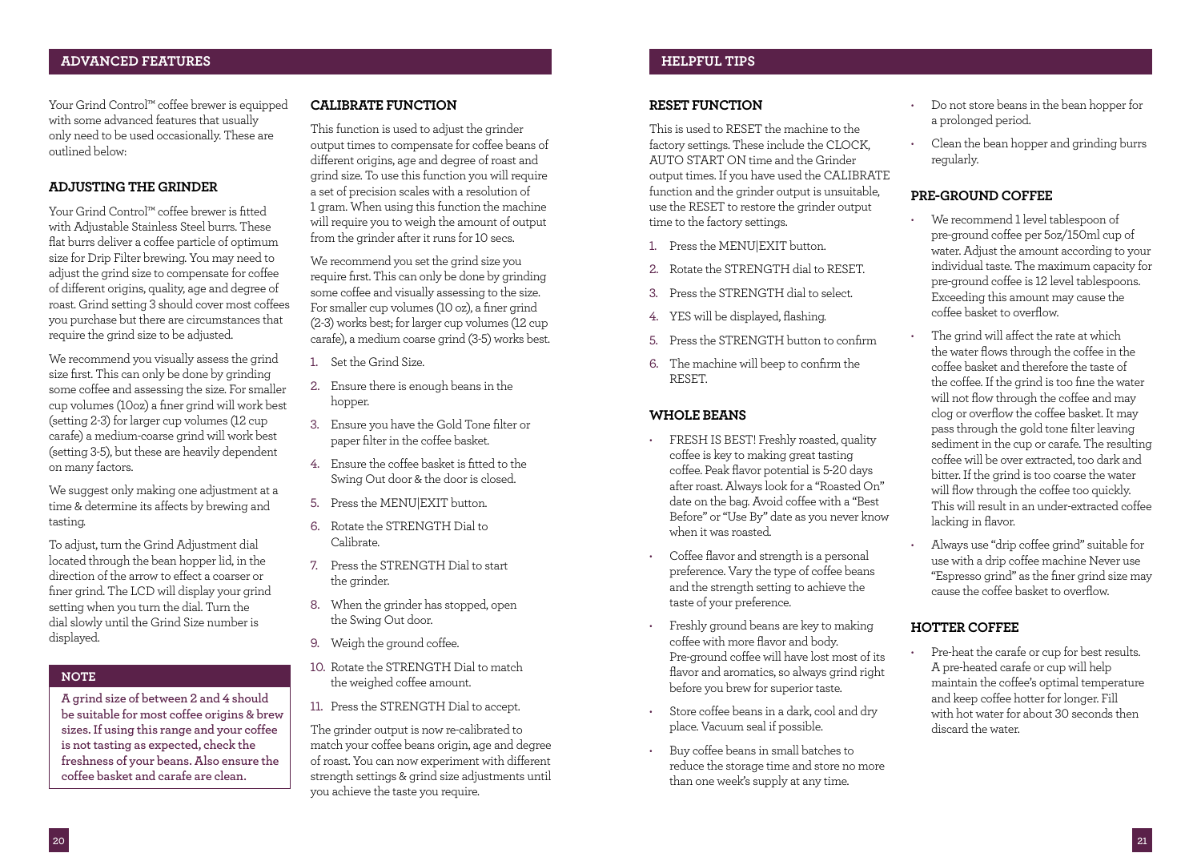## ADVANCED FEATURES

Your Grind Control™ coffee brewer is equipped with some advanced features that usually only need to be used occasionally. These are outlined below:

### ADJUSTING THE GRINDER

Your Grind Control™ coffee brewer is fitted with Adjustable Stainless Steel burrs. These flat burrs deliver a coffee particle of optimum size for Drip Filter brewing. You may need to adjust the grind size to compensate for coffee of different origins, quality, age and degree of roast. Grind setting 3 should cover most coffees you purchase but there are circumstances that require the grind size to be adjusted.

We recommend you visually assess the grind size first. This can only be done by grinding some coffee and assessing the size. For smaller cup volumes (10oz) a finer grind will work best (setting 2-3) for larger cup volumes (12 cup carafe) a medium-coarse grind will work best (setting 3-5), but these are heavily dependent on many factors.

We suggest only making one adjustment at a time & determine its affects by brewing and tasting.

To adjust, turn the Grind Adjustment dial located through the bean hopper lid, in the direction of the arrow to effect a coarser or finer grind. The LCD will display your grind setting when you turn the dial. Turn the dial slowly until the Grind Size number is displayed.

**NOTE**

**A grind size of between 2 and 4 should be suitable for most coffee origins & brew sizes. If using this range and your coffee is not tasting as expected, check the freshness of your beans. Also ensure the coffee basket and carafe are clean.**

### CALIBRATE FUNCTION

This function is used to adjust the grinder output times to compensate for coffee beans of different origins, age and degree of roast and grind size. To use this function you will require a set of precision scales with a resolution of 1 gram. When using this function the machine will require you to weigh the amount of output from the grinder after it runs for 10 secs.

We recommend you set the grind size you require first. This can only be done by grinding some coffee and visually assessing to the size. For smaller cup volumes (10 oz), a finer grind (2-3) works best; for larger cup volumes (12 cup carafe), a medium coarse grind (3-5) works best.

1. Set the Grind Size.
2. Ensure there is enough beans in the hopper.
3. Ensure you have the Gold Tone filter or paper filter in the coffee basket.
4. Ensure the coffee basket is fitted to the Swing Out door & the door is closed.
5. Press the MENU|EXIT button.
6. Rotate the STRENGTH Dial to Calibrate.
7. Press the STRENGTH Dial to start the grinder.
8. When the grinder has stopped, open the Swing Out door.
9. Weigh the ground coffee.
10. Rotate the STRENGTH Dial to match the weighed coffee amount.
11. Press the STRENGTH Dial to accept.

The grinder output is now re-calibrated to match your coffee beans origin, age and degree of roast. You can now experiment with different strength settings & grind size adjustments until you achieve the taste you require.

## HELPFUL TIPS

### RESET FUNCTION

This is used to RESET the machine to the factory settings. These include the CLOCK, AUTO START ON time and the Grinder output times. If you have used the CALIBRATE function and the grinder output is unsuitable, use the RESET to restore the grinder output time to the factory settings.

1. Press the MENU|EXIT button.
2. Rotate the STRENGTH dial to RESET.
3. Press the STRENGTH dial to select.
4. YES will be displayed, flashing.
5. Press the STRENGTH button to confirm
6. The machine will beep to confirm the RESET.

### WHOLE BEANS

- FRESH IS BEST! Freshly roasted, quality coffee is key to making great tasting coffee. Peak flavor potential is 5-20 days after roast. Always look for a "Roasted On" date on the bag. Avoid coffee with a "Best Before" or "Use By" date as you never know when it was roasted.
- Coffee flavor and strength is a personal preference. Vary the type of coffee beans and the strength setting to achieve the taste of your preference.
- Freshly ground beans are key to making coffee with more flavor and body. Pre-ground coffee will have lost most of its flavor and aromatics, so always grind right before you brew for superior taste.
- Store coffee beans in a dark, cool and dry place. Vacuum seal if possible.
- Buy coffee beans in small batches to reduce the storage time and store no more than one week's supply at any time.
- Do not store beans in the bean hopper for a prolonged period.
- Clean the bean hopper and grinding burrs regularly.

### PRE-GROUND COFFEE

- We recommend 1 level tablespoon of pre-ground coffee per 5oz/150ml cup of water. Adjust the amount according to your individual taste. The maximum capacity for pre-ground coffee is 12 level tablespoons. Exceeding this amount may cause the coffee basket to overflow.
- The grind will affect the rate at which the water flows through the coffee in the coffee basket and therefore the taste of the coffee. If the grind is too fine the water will not flow through the coffee and may clog or overflow the coffee basket. It may pass through the gold tone filter leaving sediment in the cup or carafe. The resulting coffee will be over extracted, too dark and bitter. If the grind is too coarse the water will flow through the coffee too quickly. This will result in an under-extracted coffee lacking in flavor.
- Always use "drip coffee grind" suitable for use with a drip coffee machine Never use "Espresso grind" as the finer grind size may cause the coffee basket to overflow.

### HOTTER COFFEE

- Pre-heat the carafe or cup for best results. A pre-heated carafe or cup will help maintain the coffee's optimal temperature and keep coffee hotter for longer. Fill with hot water for about 30 seconds then discard the water.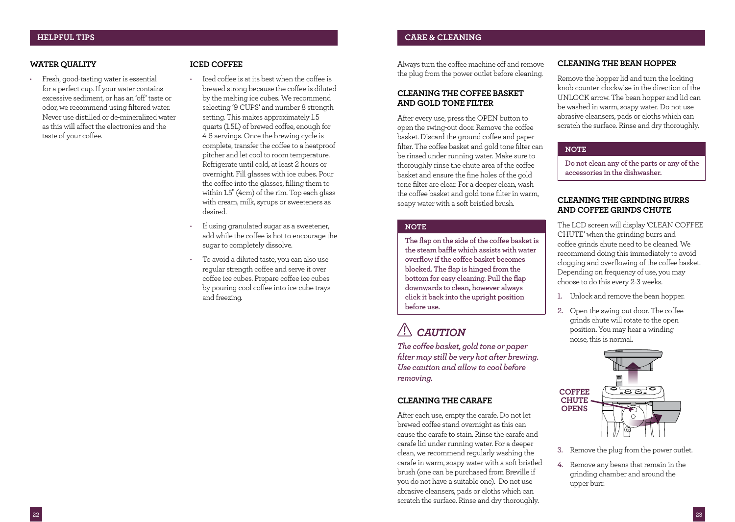## HELPFUL TIPS

### WATER QUALITY

- Fresh, good-tasting water is essential for a perfect cup. If your water contains excessive sediment, or has an 'off' taste or odor, we recommend using filtered water. Never use distilled or de-mineralized water as this will affect the electronics and the taste of your coffee.

### ICED COFFEE

- Iced coffee is at its best when the coffee is brewed strong because the coffee is diluted by the melting ice cubes. We recommend selecting '9 CUPS' and number 8 strength setting. This makes approximately 1.5 quarts (1.5L) of brewed coffee, enough for 4-6 servings. Once the brewing cycle is complete, transfer the coffee to a heatproof pitcher and let cool to room temperature. Refrigerate until cold, at least 2 hours or overnight. Fill glasses with ice cubes. Pour the coffee into the glasses, filling them to within 1.5" (4cm) of the rim. Top each glass with cream, milk, syrups or sweeteners as desired.
- If using granulated sugar as a sweetener, add while the coffee is hot to encourage the sugar to completely dissolve.
- To avoid a diluted taste, you can also use regular strength coffee and serve it over coffee ice cubes. Prepare coffee ice cubes by pouring cool coffee into ice-cube trays and freezing.

## CARE & CLEANING

Always turn the coffee machine off and remove the plug from the power outlet before cleaning.

### CLEANING THE COFFEE BASKET AND GOLD TONE FILTER

After every use, press the OPEN button to open the swing-out door. Remove the coffee basket. Discard the ground coffee and paper filter. The coffee basket and gold tone filter can be rinsed under running water. Make sure to thoroughly rinse the chute area of the coffee basket and ensure the fine holes of the gold tone filter are clear. For a deeper clean, wash the coffee basket and gold tone filter in warm, soapy water with a soft bristled brush.

**NOTE**

**The flap on the side of the coffee basket is the steam baffle which assists with water overflow if the coffee basket becomes blocked. The flap is hinged from the bottom for easy cleaning. Pull the flap downwards to clean, however always click it back into the upright position before use.**

**⚠ *CAUTION***

***The coffee basket, gold tone or paper filter may still be very hot after brewing. Use caution and allow to cool before removing.***

### CLEANING THE CARAFE

After each use, empty the carafe. Do not let brewed coffee stand overnight as this can cause the carafe to stain. Rinse the carafe and carafe lid under running water. For a deeper clean, we recommend regularly washing the carafe in warm, soapy water with a soft bristled brush (one can be purchased from Breville if you do not have a suitable one). Do not use abrasive cleansers, pads or cloths which can scratch the surface. Rinse and dry thoroughly.

### CLEANING THE BEAN HOPPER

Remove the hopper lid and turn the locking knob counter-clockwise in the direction of the UNLOCK arrow. The bean hopper and lid can be washed in warm, soapy water. Do not use abrasive cleansers, pads or cloths which can scratch the surface. Rinse and dry thoroughly.

**NOTE**

**Do not clean any of the parts or any of the accessories in the dishwasher.**

### CLEANING THE GRINDING BURRS AND COFFEE GRINDS CHUTE

The LCD screen will display 'CLEAN COFFEE CHUTE' when the grinding burrs and coffee grinds chute need to be cleaned. We recommend doing this immediately to avoid clogging and overflowing of the coffee basket. Depending on frequency of use, you may choose to do this every 2-3 weeks.

1. Unlock and remove the bean hopper.
2. Open the swing-out door. The coffee grinds chute will rotate to the open position. You may hear a winding noise, this is normal.

COFFEE CHUTE OPENS

3. Remove the plug from the power outlet.
4. Remove any beans that remain in the grinding chamber and around the upper burr.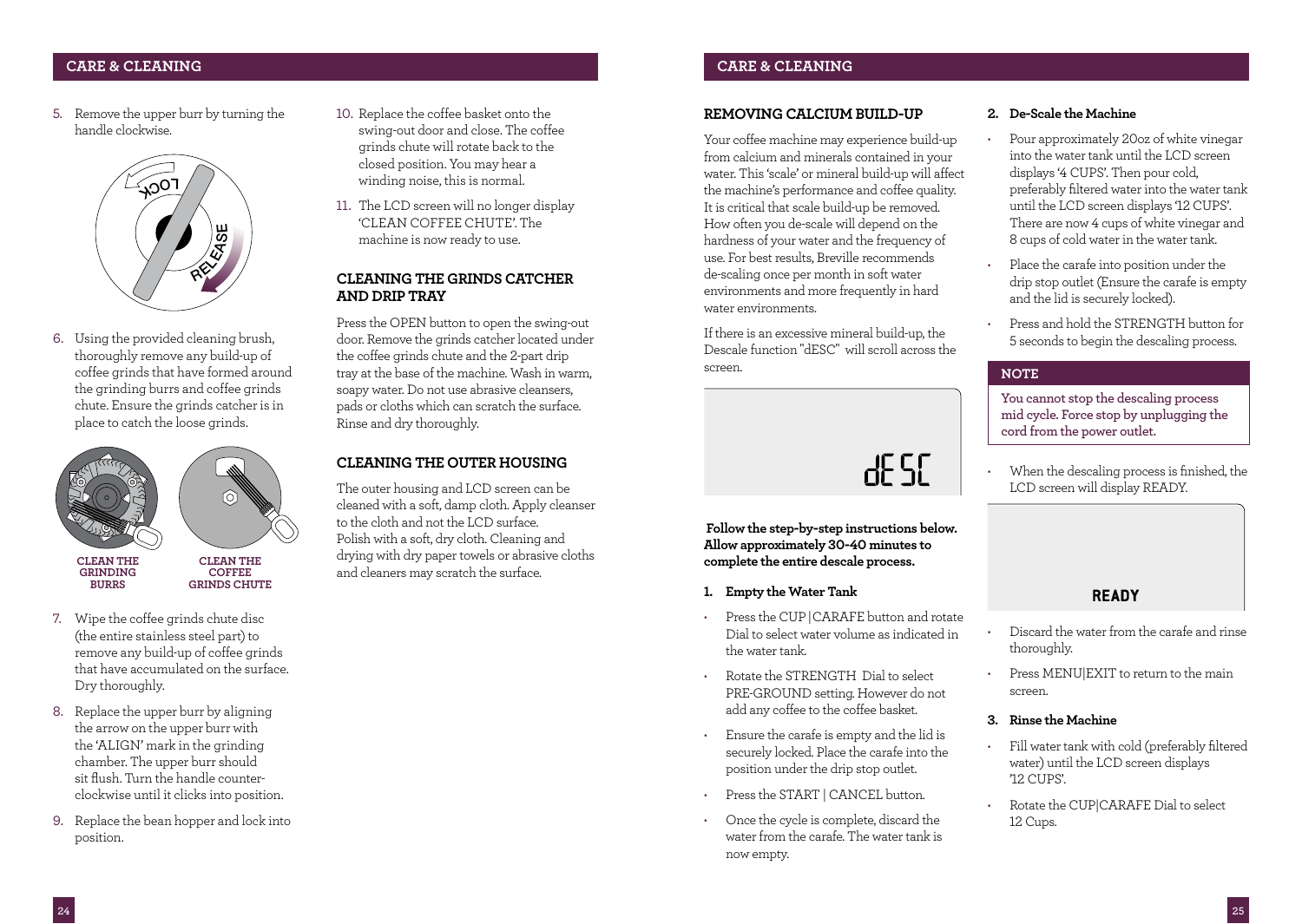## CARE & CLEANING

5. Remove the upper burr by turning the handle clockwise.

6. Using the provided cleaning brush, thoroughly remove any build-up of coffee grinds that have formed around the grinding burrs and coffee grinds chute. Ensure the grinds catcher is in place to catch the loose grinds.

CLEAN THE GRINDING BURRS

CLEAN THE COFFEE GRINDS CHUTE

7. Wipe the coffee grinds chute disc (the entire stainless steel part) to remove any build-up of coffee grinds that have accumulated on the surface. Dry thoroughly.

8. Replace the upper burr by aligning the arrow on the upper burr with the 'ALIGN' mark in the grinding chamber. The upper burr should sit flush. Turn the handle counter-clockwise until it clicks into position.

9. Replace the bean hopper and lock into position.

10. Replace the coffee basket onto the swing-out door and close. The coffee grinds chute will rotate back to the closed position. You may hear a winding noise, this is normal.

11. The LCD screen will no longer display 'CLEAN COFFEE CHUTE'. The machine is now ready to use.

### CLEANING THE GRINDS CATCHER AND DRIP TRAY

Press the OPEN button to open the swing-out door. Remove the grinds catcher located under the coffee grinds chute and the 2-part drip tray at the base of the machine. Wash in warm, soapy water. Do not use abrasive cleansers, pads or cloths which can scratch the surface. Rinse and dry thoroughly.

### CLEANING THE OUTER HOUSING

The outer housing and LCD screen can be cleaned with a soft, damp cloth. Apply cleanser to the cloth and not the LCD surface. Polish with a soft, dry cloth. Cleaning and drying with dry paper towels or abrasive cloths and cleaners may scratch the surface.

## CARE & CLEANING

### REMOVING CALCIUM BUILD-UP

Your coffee machine may experience build-up from calcium and minerals contained in your water. This 'scale' or mineral build-up will affect the machine's performance and coffee quality. It is critical that scale build-up be removed. How often you de-scale will depend on the hardness of your water and the frequency of use. For best results, Breville recommends de-scaling once per month in soft water environments and more frequently in hard water environments.

If there is an excessive mineral build-up, the Descale function "dESC" will scroll across the screen.

dESC

**Follow the step-by-step instructions below. Allow approximately 30-40 minutes to complete the entire descale process.**

**1. Empty the Water Tank**

- Press the CUP | CARAFE button and rotate Dial to select water volume as indicated in the water tank.
- Rotate the STRENGTH Dial to select PRE-GROUND setting. However do not add any coffee to the coffee basket.
- Ensure the carafe is empty and the lid is securely locked. Place the carafe into the position under the drip stop outlet.
- Press the START | CANCEL button.
- Once the cycle is complete, discard the water from the carafe. The water tank is now empty.

**2. De-Scale the Machine**

- Pour approximately 20oz of white vinegar into the water tank until the LCD screen displays '4 CUPS'. Then pour cold, preferably filtered water into the water tank until the LCD screen displays '12 CUPS'. There are now 4 cups of white vinegar and 8 cups of cold water in the water tank.
- Place the carafe into position under the drip stop outlet (Ensure the carafe is empty and the lid is securely locked).
- Press and hold the STRENGTH button for 5 seconds to begin the descaling process.

**NOTE**

**You cannot stop the descaling process mid cycle. Force stop by unplugging the cord from the power outlet.**

- When the descaling process is finished, the LCD screen will display READY.

READY

- Discard the water from the carafe and rinse thoroughly.
- Press MENU|EXIT to return to the main screen.

**3. Rinse the Machine**

- Fill water tank with cold (preferably filtered water) until the LCD screen displays '12 CUPS'.
- Rotate the CUP|CARAFE Dial to select 12 Cups.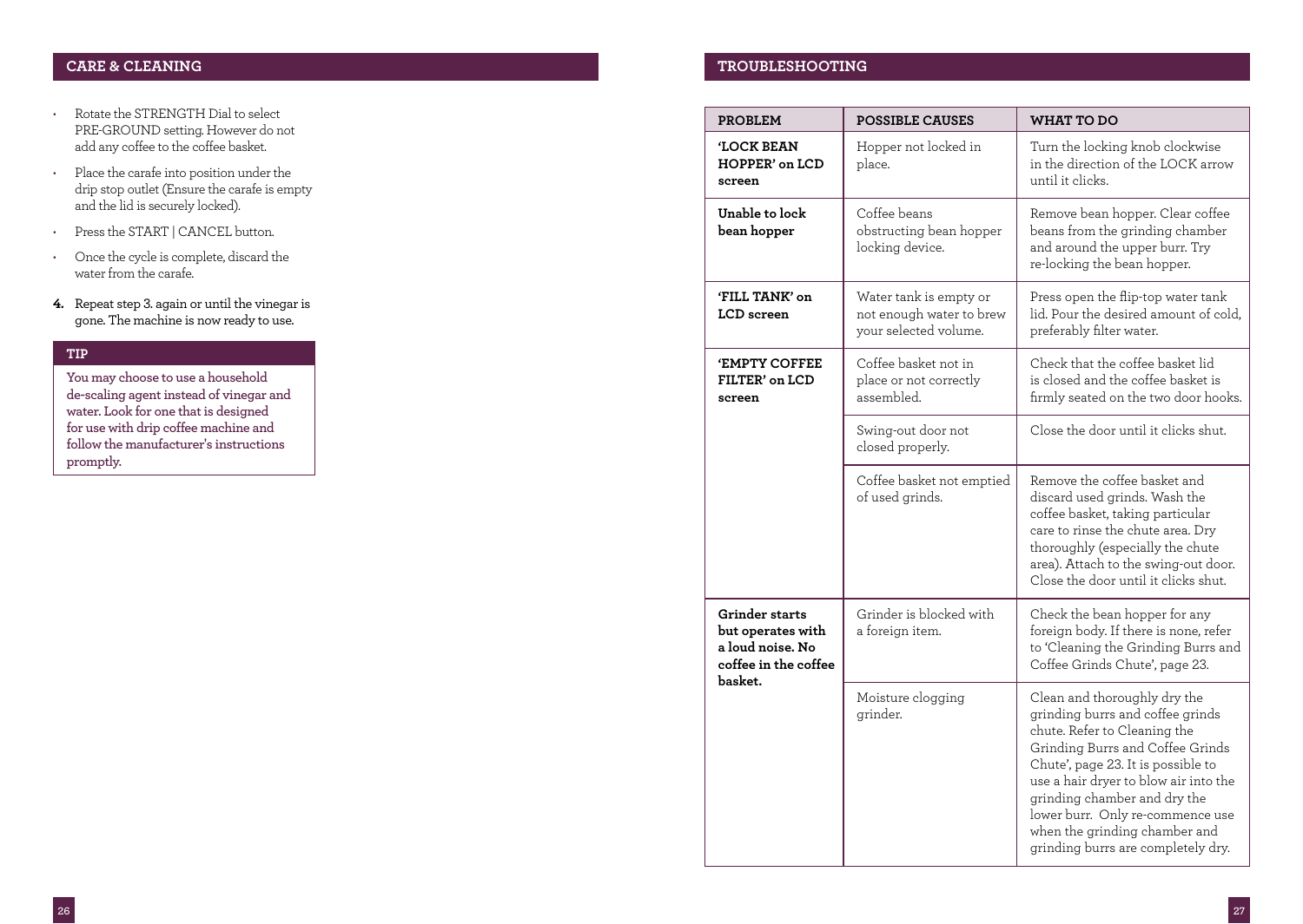## CARE & CLEANING

- Rotate the STRENGTH Dial to select PRE-GROUND setting. However do not add any coffee to the coffee basket.
- Place the carafe into position under the drip stop outlet (Ensure the carafe is empty and the lid is securely locked).
- Press the START | CANCEL button.
- Once the cycle is complete, discard the water from the carafe.

4. Repeat step 3. again or until the vinegar is gone. The machine is now ready to use.

**TIP**

**You may choose to use a household de-scaling agent instead of vinegar and water. Look for one that is designed for use with drip coffee machine and follow the manufacturer's instructions promptly.**

## TROUBLESHOOTING

| PROBLEM | POSSIBLE CAUSES | WHAT TO DO |
|---|---|---|
| **'LOCK BEAN HOPPER' on LCD screen** | Hopper not locked in place. | Turn the locking knob clockwise in the direction of the LOCK arrow until it clicks. |
| **Unable to lock bean hopper** | Coffee beans obstructing bean hopper locking device. | Remove bean hopper. Clear coffee beans from the grinding chamber and around the upper burr. Try re-locking the bean hopper. |
| **'FILL TANK' on LCD screen** | Water tank is empty or not enough water to brew your selected volume. | Press open the flip-top water tank lid. Pour the desired amount of cold, preferably filter water. |
| **'EMPTY COFFEE FILTER' on LCD screen** | Coffee basket not in place or not correctly assembled. | Check that the coffee basket lid is closed and the coffee basket is firmly seated on the two door hooks. |
| | Swing-out door not closed properly. | Close the door until it clicks shut. |
| | Coffee basket not emptied of used grinds. | Remove the coffee basket and discard used grinds. Wash the coffee basket, taking particular care to rinse the chute area. Dry thoroughly (especially the chute area). Attach to the swing-out door. Close the door until it clicks shut. |
| **Grinder starts but operates with a loud noise. No coffee in the coffee basket.** | Grinder is blocked with a foreign item. | Check the bean hopper for any foreign body. If there is none, refer to 'Cleaning the Grinding Burrs and Coffee Grinds Chute', page 23. |
| | Moisture clogging grinder. | Clean and thoroughly dry the grinding burrs and coffee grinds chute. Refer to Cleaning the Grinding Burrs and Coffee Grinds Chute', page 23. It is possible to use a hair dryer to blow air into the grinding chamber and dry the lower burr. Only re-commence use when the grinding chamber and grinding burrs are completely dry. |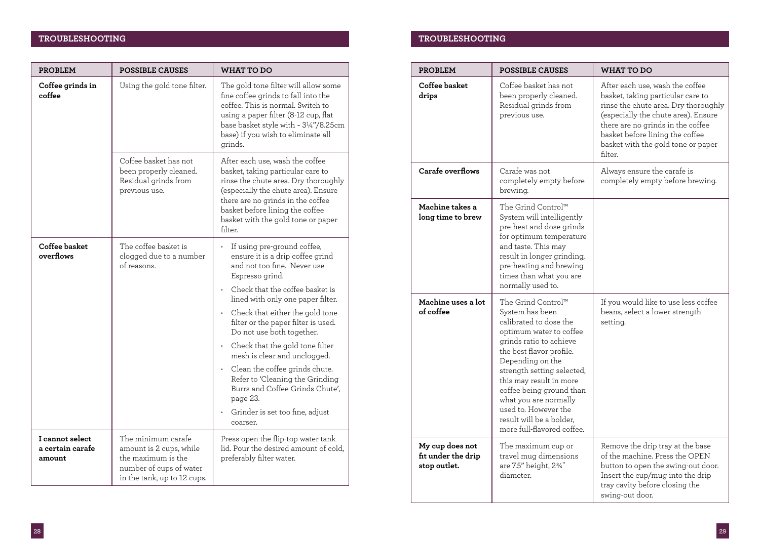## TROUBLESHOOTING

| PROBLEM | POSSIBLE CAUSES | WHAT TO DO |
|---|---|---|
| **Coffee grinds in coffee** | Using the gold tone filter. | The gold tone filter will allow some fine coffee grinds to fall into the coffee. This is normal. Switch to using a paper filter (8-12 cup, flat base basket style with ~ 3¼"/8.25cm base) if you wish to eliminate all grinds. |
| | Coffee basket has not been properly cleaned. Residual grinds from previous use. | After each use, wash the coffee basket, taking particular care to rinse the chute area. Dry thoroughly (especially the chute area). Ensure there are no grinds in the coffee basket before lining the coffee basket with the gold tone or paper filter. |
| **Coffee basket overflows** | The coffee basket is clogged due to a number of reasons. | • If using pre-ground coffee, ensure it is a drip coffee grind and not too fine. Never use Espresso grind.<br>• Check that the coffee basket is lined with only one paper filter.<br>• Check that either the gold tone filter or the paper filter is used. Do not use both together.<br>• Check that the gold tone filter mesh is clear and unclogged.<br>• Clean the coffee grinds chute. Refer to 'Cleaning the Grinding Burrs and Coffee Grinds Chute', page 23.<br>• Grinder is set too fine, adjust coarser. |
| **I cannot select a certain carafe amount** | The minimum carafe amount is 2 cups, while the maximum is the number of cups of water in the tank, up to 12 cups. | Press open the flip-top water tank lid. Pour the desired amount of cold, preferably filter water. |

## TROUBLESHOOTING

| PROBLEM | POSSIBLE CAUSES | WHAT TO DO |
|---|---|---|
| **Coffee basket drips** | Coffee basket has not been properly cleaned. Residual grinds from previous use. | After each use, wash the coffee basket, taking particular care to rinse the chute area. Dry thoroughly (especially the chute area). Ensure there are no grinds in the coffee basket before lining the coffee basket with the gold tone or paper filter. |
| **Carafe overflows** | Carafe was not completely empty before brewing. | Always ensure the carafe is completely empty before brewing. |
| **Machine takes a long time to brew** | The Grind Control™ System will intelligently pre-heat and dose grinds for optimum temperature and taste. This may result in longer grinding, pre-heating and brewing times than what you are normally used to. | |
| **Machine uses a lot of coffee** | The Grind Control™ System has been calibrated to dose the optimum water to coffee grinds ratio to achieve the best flavor profile. Depending on the strength setting selected, this may result in more coffee being ground than what you are normally used to. However the result will be a bolder, more full-flavored coffee. | If you would like to use less coffee beans, select a lower strength setting. |
| **My cup does not fit under the drip stop outlet.** | The maximum cup or travel mug dimensions are 7.5" height, 2¾" diameter. | Remove the drip tray at the base of the machine. Press the OPEN button to open the swing-out door. Insert the cup/mug into the drip tray cavity before closing the swing-out door. |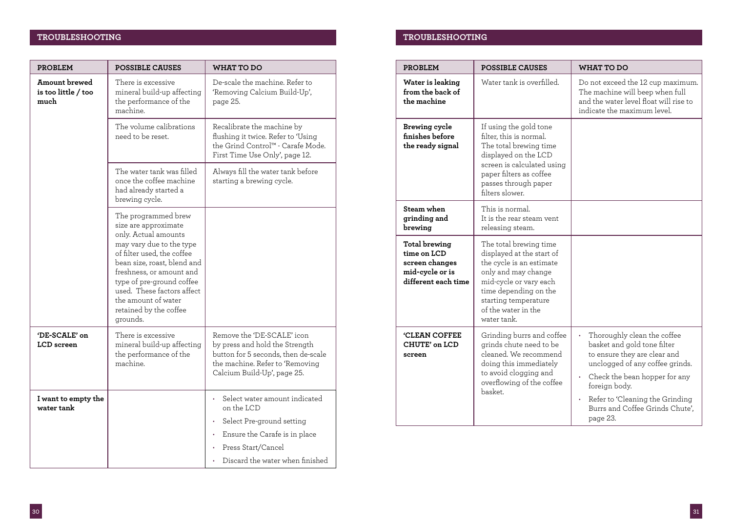## TROUBLESHOOTING

| PROBLEM | POSSIBLE CAUSES | WHAT TO DO |
|---|---|---|
| **Amount brewed is too little / too much** | There is excessive mineral build-up affecting the performance of the machine. | De-scale the machine. Refer to 'Removing Calcium Build-Up', page 25. |
| | The volume calibrations need to be reset. | Recalibrate the machine by flushing it twice. Refer to 'Using the Grind Control™ - Carafe Mode. First Time Use Only', page 12. |
| | The water tank was filled once the coffee machine had already started a brewing cycle. | Always fill the water tank before starting a brewing cycle. |
| | The programmed brew size are approximate only. Actual amounts may vary due to the type of filter used, the coffee bean size, roast, blend and freshness, or amount and type of pre-ground coffee used. These factors affect the amount of water retained by the coffee grounds. | |
| **'DE-SCALE' on LCD screen** | There is excessive mineral build-up affecting the performance of the machine. | Remove the 'DE-SCALE' icon by press and hold the Strength button for 5 seconds, then de-scale the machine. Refer to 'Removing Calcium Build-Up', page 25. |
| **I want to empty the water tank** | | • Select water amount indicated on the LCD<br>• Select Pre-ground setting<br>• Ensure the Carafe is in place<br>• Press Start/Cancel<br>• Discard the water when finished |

## TROUBLESHOOTING

| PROBLEM | POSSIBLE CAUSES | WHAT TO DO |
|---|---|---|
| **Water is leaking from the back of the machine** | Water tank is overfilled. | Do not exceed the 12 cup maximum. The machine will beep when full and the water level float will rise to indicate the maximum level. |
| **Brewing cycle finishes before the ready signal** | If using the gold tone filter, this is normal. The total brewing time displayed on the LCD screen is calculated using paper filters as coffee passes through paper filters slower. | |
| **Steam when grinding and brewing** | This is normal. It is the rear steam vent releasing steam. | |
| **Total brewing time on LCD screen changes mid-cycle or is different each time** | The total brewing time displayed at the start of the cycle is an estimate only and may change mid-cycle or vary each time depending on the starting temperature of the water in the water tank. | |
| **'CLEAN COFFEE CHUTE' on LCD screen** | Grinding burrs and coffee grinds chute need to be cleaned. We recommend doing this immediately to avoid clogging and overflowing of the coffee basket. | • Thoroughly clean the coffee basket and gold tone filter to ensure they are clear and unclogged of any coffee grinds.<br>• Check the bean hopper for any foreign body.<br>• Refer to 'Cleaning the Grinding Burrs and Coffee Grinds Chute', page 23. |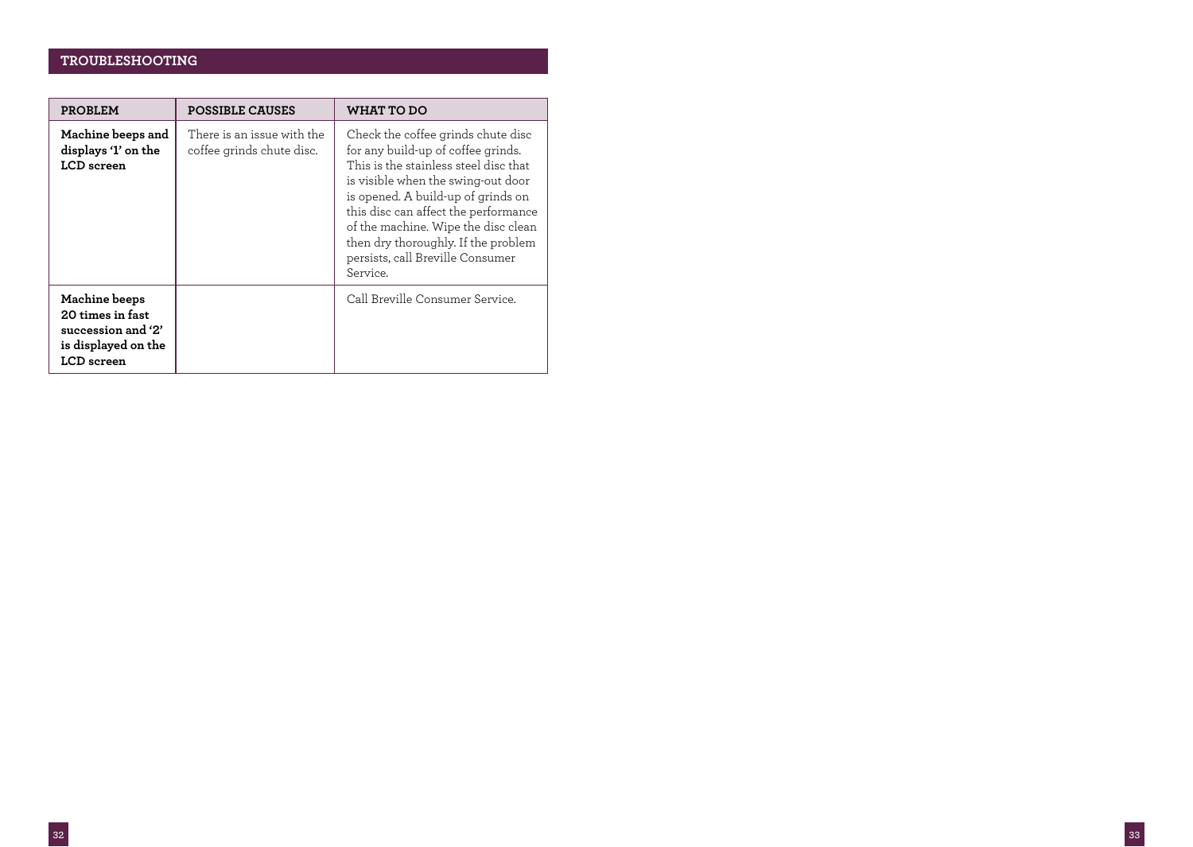## TROUBLESHOOTING

| PROBLEM | POSSIBLE CAUSES | WHAT TO DO |
|---|---|---|
| **Machine beeps and displays '1' on the LCD screen** | There is an issue with the coffee grinds chute disc. | Check the coffee grinds chute disc for any build-up of coffee grinds. This is the stainless steel disc that is visible when the swing-out door is opened. A build-up of grinds on this disc can affect the performance of the machine. Wipe the disc clean then dry thoroughly. If the problem persists, call Breville Consumer Service. |
| **Machine beeps 20 times in fast succession and '2' is displayed on the LCD screen** | | Call Breville Consumer Service. |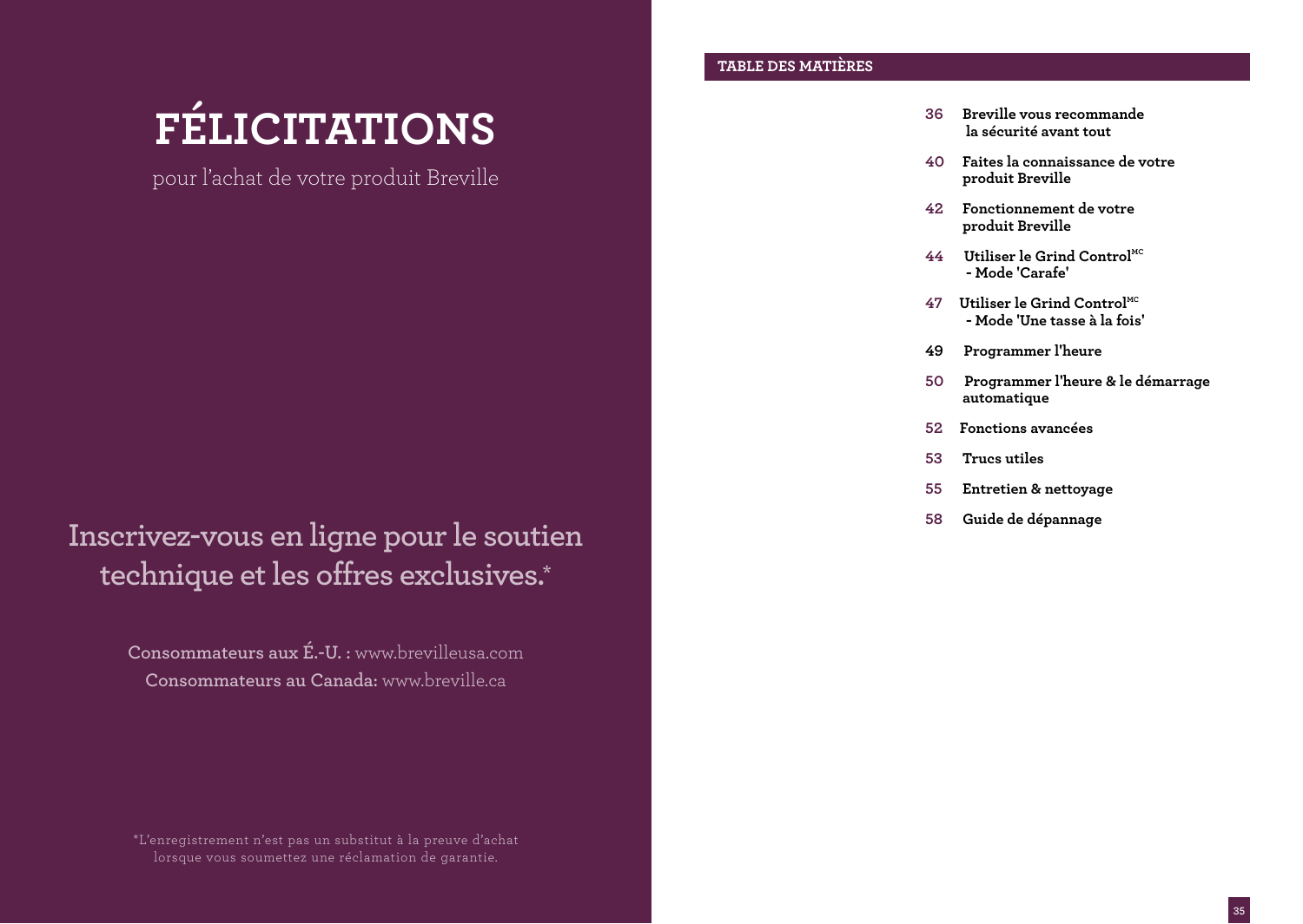# FÉLICITATIONS

pour l'achat de votre produit Breville

## Inscrivez-vous en ligne pour le soutien technique et les offres exclusives.*

**Consommateurs aux É.-U. :** www.brevilleusa.com
**Consommateurs au Canada:** www.breville.ca

*L'enregistrement n'est pas un substitut à la preuve d'achat lorsque vous soumettez une réclamation de garantie.

## TABLE DES MATIÈRES

- **36** Breville vous recommande la sécurité avant tout
- **40** Faites la connaissance de votre produit Breville
- **42** Fonctionnement de votre produit Breville
- **44** Utiliser le Grind Control^MC - Mode 'Carafe'
- **47** Utiliser le Grind Control^MC - Mode 'Une tasse à la fois'
- **49** Programmer l'heure
- **50** Programmer l'heure & le démarrage automatique
- **52** Fonctions avancées
- **53** Trucs utiles
- **55** Entretien & nettoyage
- **58** Guide de dépannage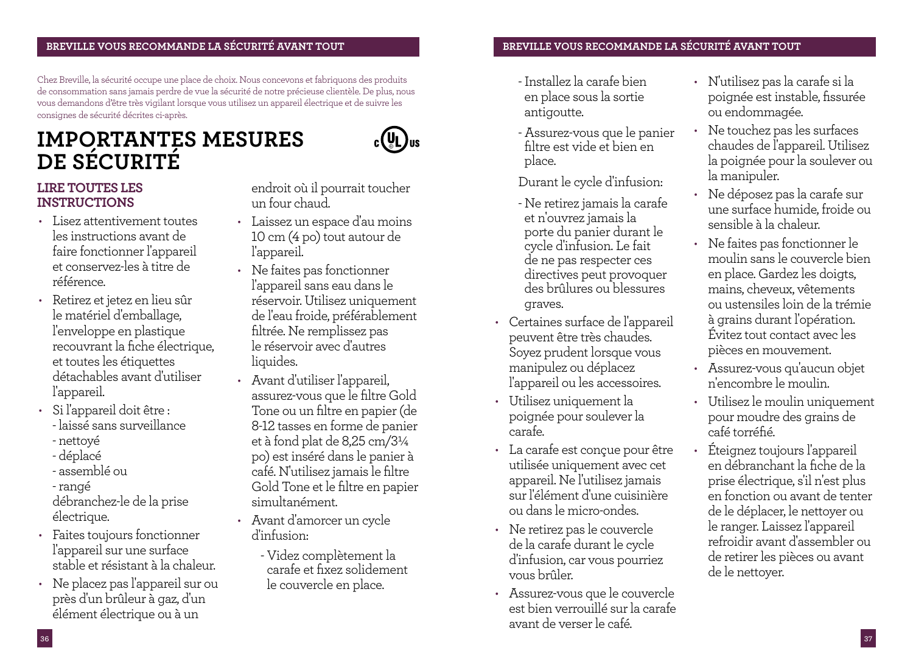Chez Breville, la sécurité occupe une place de choix. Nous concevons et fabriquons des produits de consommation sans jamais perdre de vue la sécurité de notre précieuse clientèle. De plus, nous vous demandons d'être très vigilant lorsque vous utilisez un appareil électrique et de suivre les consignes de sécurité décrites ci-après.

# IMPORTANTES MESURES DE SÉCURITÉ

## LIRE TOUTES LES INSTRUCTIONS

- Lisez attentivement toutes les instructions avant de faire fonctionner l'appareil et conservez-les à titre de référence.
- Retirez et jetez en lieu sûr le matériel d'emballage, l'enveloppe en plastique recouvrant la fiche électrique, et toutes les étiquettes détachables avant d'utiliser l'appareil.
- Si l'appareil doit être :
  - laissé sans surveillance
  - nettoyé
  - déplacé
  - assemblé ou
  - rangé

  débranchez-le de la prise électrique.
- Faites toujours fonctionner l'appareil sur une surface stable et résistant à la chaleur.
- Ne placez pas l'appareil sur ou près d'un brûleur à gaz, d'un élément électrique ou à un endroit où il pourrait toucher un four chaud.
- Laissez un espace d'au moins 10 cm (4 po) tout autour de l'appareil.
- Ne faites pas fonctionner l'appareil sans eau dans le réservoir. Utilisez uniquement de l'eau froide, préférablement filtrée. Ne remplissez pas le réservoir avec d'autres liquides.
- Avant d'utiliser l'appareil, assurez-vous que le filtre Gold Tone ou un filtre en papier (de 8-12 tasses en forme de panier et à fond plat de 8,25 cm/3¼ po) est inséré dans le panier à café. N'utilisez jamais le filtre Gold Tone et le filtre en papier simultanément.
- Avant d'amorcer un cycle d'infusion:
  - Videz complètement la carafe et fixez solidement le couvercle en place.
  - Installez la carafe bien en place sous la sortie antigoutte.
  - Assurez-vous que le panier filtre est vide et bien en place.

  Durant le cycle d'infusion:
  - Ne retirez jamais la carafe et n'ouvrez jamais la porte du panier durant le cycle d'infusion. Le fait de ne pas respecter ces directives peut provoquer des brûlures ou blessures graves.
- Certaines surface de l'appareil peuvent être très chaudes. Soyez prudent lorsque vous manipulez ou déplacez l'appareil ou les accessoires.
- Utilisez uniquement la poignée pour soulever la carafe.
- La carafe est conçue pour être utilisée uniquement avec cet appareil. Ne l'utilisez jamais sur l'élément d'une cuisinière ou dans le micro-ondes.
- Ne retirez pas le couvercle de la carafe durant le cycle d'infusion, car vous pourriez vous brûler.
- Assurez-vous que le couvercle est bien verrouillé sur la carafe avant de verser le café.
- N'utilisez pas la carafe si la poignée est instable, fissurée ou endommagée.
- Ne touchez pas les surfaces chaudes de l'appareil. Utilisez la poignée pour la soulever ou la manipuler.
- Ne déposez pas la carafe sur une surface humide, froide ou sensible à la chaleur.
- Ne faites pas fonctionner le moulin sans le couvercle bien en place. Gardez les doigts, mains, cheveux, vêtements ou ustensiles loin de la trémie à grains durant l'opération. Évitez tout contact avec les pièces en mouvement.
- Assurez-vous qu'aucun objet n'encombre le moulin.
- Utilisez le moulin uniquement pour moudre des grains de café torréfié.
- Éteignez toujours l'appareil en débranchant la fiche de la prise électrique, s'il n'est plus en fonction ou avant de tenter de le déplacer, le nettoyer ou le ranger. Laissez l'appareil refroidir avant d'assembler ou de retirer les pièces ou avant de le nettoyer.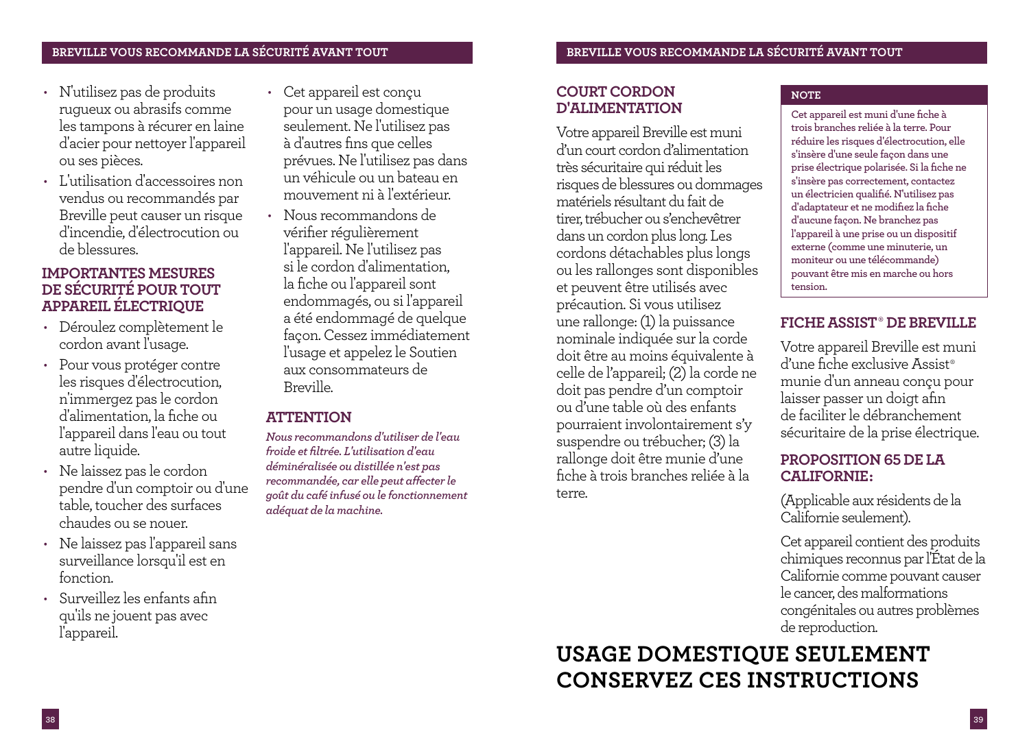- N'utilisez pas de produits rugueux ou abrasifs comme les tampons à récurer en laine d'acier pour nettoyer l'appareil ou ses pièces.
- L'utilisation d'accessoires non vendus ou recommandés par Breville peut causer un risque d'incendie, d'électrocution ou de blessures.

## IMPORTANTES MESURES DE SÉCURITÉ POUR TOUT APPAREIL ÉLECTRIQUE

- Déroulez complètement le cordon avant l'usage.
- Pour vous protéger contre les risques d'électrocution, n'immergez pas le cordon d'alimentation, la fiche ou l'appareil dans l'eau ou tout autre liquide.
- Ne laissez pas le cordon pendre d'un comptoir ou d'une table, toucher des surfaces chaudes ou se nouer.
- Ne laissez pas l'appareil sans surveillance lorsqu'il est en fonction.
- Surveillez les enfants afin qu'ils ne jouent pas avec l'appareil.
- Cet appareil est conçu pour un usage domestique seulement. Ne l'utilisez pas à d'autres fins que celles prévues. Ne l'utilisez pas dans un véhicule ou un bateau en mouvement ni à l'extérieur.
- Nous recommandons de vérifier régulièrement l'appareil. Ne l'utilisez pas si le cordon d'alimentation, la fiche ou l'appareil sont endommagés, ou si l'appareil a été endommagé de quelque façon. Cessez immédiatement l'usage et appelez le Soutien aux consommateurs de Breville.

## ATTENTION

***Nous recommandons d'utiliser de l'eau froide et filtrée. L'utilisation d'eau déminéralisée ou distillée n'est pas recommandée, car elle peut affecter le goût du café infusé ou le fonctionnement adéquat de la machine.***

## COURT CORDON D'ALIMENTATION

Votre appareil Breville est muni d'un court cordon d'alimentation très sécuritaire qui réduit les risques de blessures ou dommages matériels résultant du fait de tirer, trébucher ou s'enchevêtrer dans un cordon plus long. Les cordons détachables plus longs ou les rallonges sont disponibles et peuvent être utilisés avec précaution. Si vous utilisez une rallonge: (1) la puissance nominale indiquée sur la corde doit être au moins équivalente à celle de l'appareil; (2) la corde ne doit pas pendre d'un comptoir ou d'une table où des enfants pourraient involontairement s'y suspendre ou trébucher; (3) la rallonge doit être munie d'une fiche à trois branches reliée à la terre.

**NOTE**

**Cet appareil est muni d'une fiche à trois branches reliée à la terre. Pour réduire les risques d'électrocution, elle s'insère d'une seule façon dans une prise électrique polarisée. Si la fiche ne s'insère pas correctement, contactez un électricien qualifié. N'utilisez pas d'adaptateur et ne modifiez la fiche d'aucune façon. Ne branchez pas l'appareil à une prise ou un dispositif externe (comme une minuterie, un moniteur ou une télécommande) pouvant être mis en marche ou hors tension.**

## FICHE ASSIST® DE BREVILLE

Votre appareil Breville est muni d'une fiche exclusive Assist® munie d'un anneau conçu pour laisser passer un doigt afin de faciliter le débranchement sécuritaire de la prise électrique.

## PROPOSITION 65 DE LA CALIFORNIE:

(Applicable aux résidents de la Californie seulement).

Cet appareil contient des produits chimiques reconnus par l'État de la Californie comme pouvant causer le cancer, des malformations congénitales ou autres problèmes de reproduction.

# USAGE DOMESTIQUE SEULEMENT
# CONSERVEZ CES INSTRUCTIONS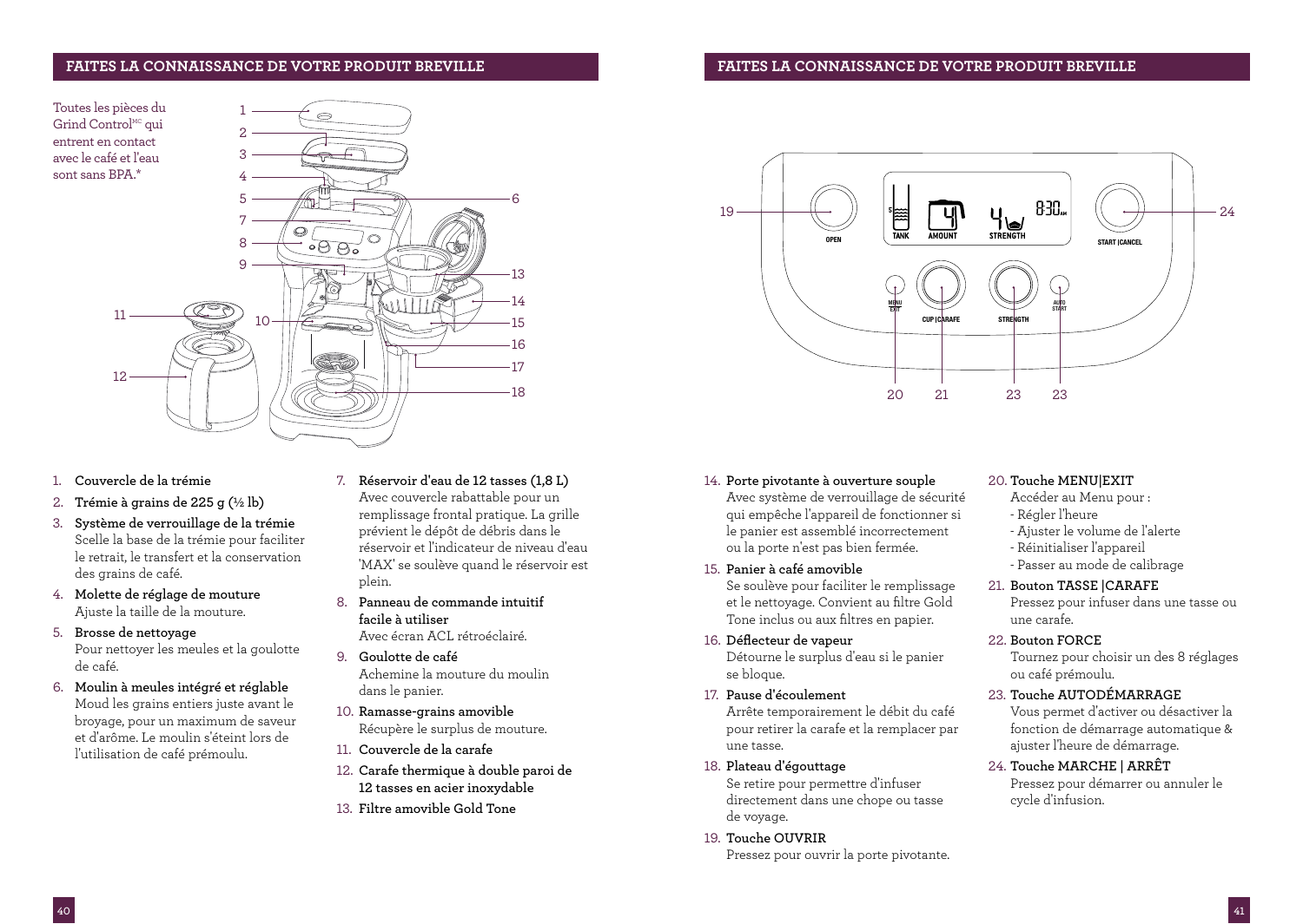## FAITES LA CONNAISSANCE DE VOTRE PRODUIT BREVILLE

Toutes les pièces du Grind Control[MC] qui entrent en contact avec le café et l'eau sont sans BPA.*

1. **Couvercle de la trémie**
2. **Trémie à grains de 225 g (½ lb)**
3. **Système de verrouillage de la trémie**
   Scelle la base de la trémie pour faciliter le retrait, le transfert et la conservation des grains de café.
4. **Molette de réglage de mouture**
   Ajuste la taille de la mouture.
5. **Brosse de nettoyage**
   Pour nettoyer les meules et la goulotte de café.
6. **Moulin à meules intégré et réglable**
   Moud les grains entiers juste avant le broyage, pour un maximum de saveur et d'arôme. Le moulin s'éteint lors de l'utilisation de café prémoulu.
7. **Réservoir d'eau de 12 tasses (1,8 L)**
   Avec couvercle rabattable pour un remplissage frontal pratique. La grille prévient le dépôt de débris dans le réservoir et l'indicateur de niveau d'eau 'MAX' se soulève quand le réservoir est plein.
8. **Panneau de commande intuitif facile à utiliser**
   Avec écran ACL rétroéclairé.
9. **Goulotte de café**
   Achemine la mouture du moulin dans le panier.
10. **Ramasse-grains amovible**
    Récupère le surplus de mouture.
11. **Couvercle de la carafe**
12. **Carafe thermique à double paroi de 12 tasses en acier inoxydable**
13. **Filtre amovible Gold Tone**
14. **Porte pivotante à ouverture souple**
    Avec système de verrouillage de sécurité qui empêche l'appareil de fonctionner si le panier est assemblé incorrectement ou la porte n'est pas bien fermée.
15. **Panier à café amovible**
    Se soulève pour faciliter le remplissage et le nettoyage. Convient au filtre Gold Tone inclus ou aux filtres en papier.
16. **Déflecteur de vapeur**
    Détourne le surplus d'eau si le panier se bloque.
17. **Pause d'écoulement**
    Arrête temporairement le débit du café pour retirer la carafe et la remplacer par une tasse.
18. **Plateau d'égouttage**
    Se retire pour permettre d'infuser directement dans une chope ou tasse de voyage.
19. **Touche OUVRIR**
    Pressez pour ouvrir la porte pivotante.
20. **Touche MENU|EXIT**
    Accéder au Menu pour :
    - Régler l'heure
    - Ajuster le volume de l'alerte
    - Réinitialiser l'appareil
    - Passer au mode de calibrage
21. **Bouton TASSE |CARAFE**
    Pressez pour infuser dans une tasse ou une carafe.
22. **Bouton FORCE**
    Tournez pour choisir un des 8 réglages ou café prémoulu.
23. **Touche AUTODÉMARRAGE**
    Vous permet d'activer ou désactiver la fonction de démarrage automatique & ajuster l'heure de démarrage.
24. **Touche MARCHE | ARRÊT**
    Pressez pour démarrer ou annuler le cycle d'infusion.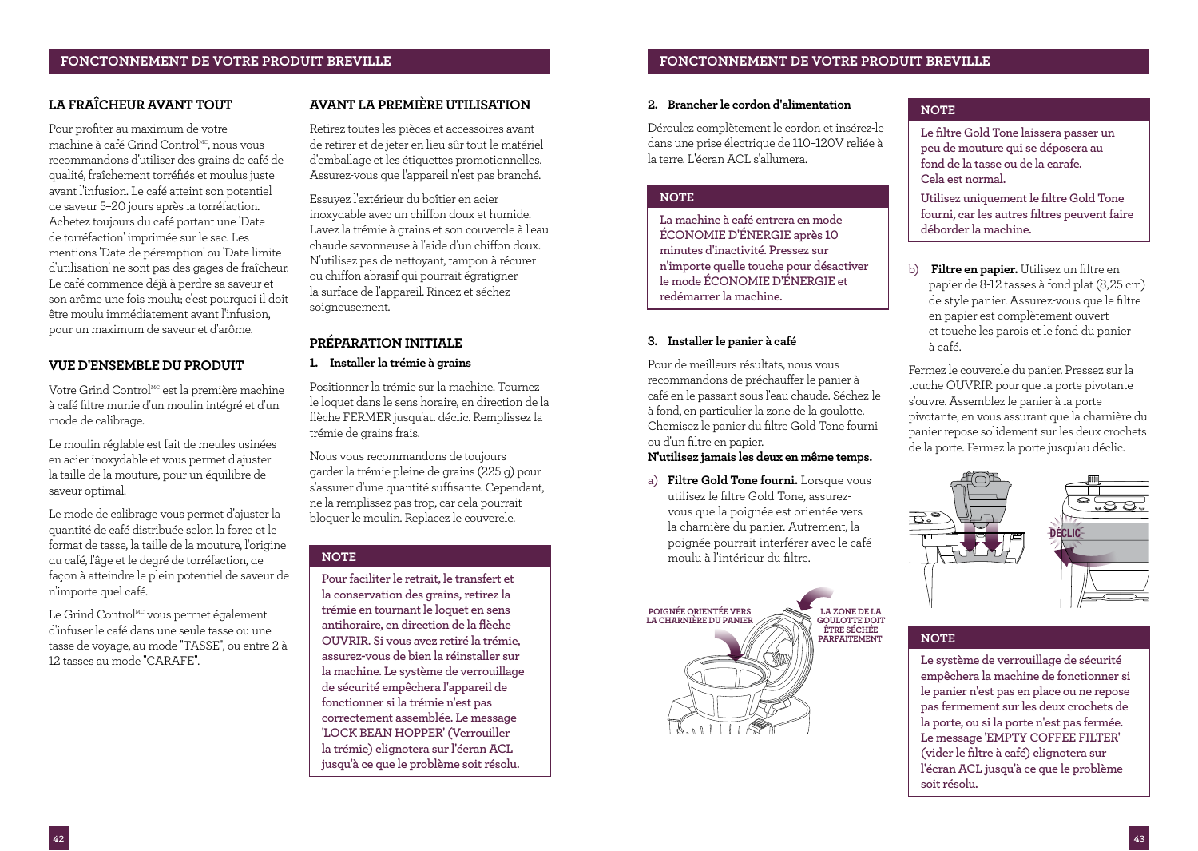## LA FRAÎCHEUR AVANT TOUT

Pour profiter au maximum de votre machine à café Grind Control[MC], nous vous recommandons d'utiliser des grains de café de qualité, fraîchement torréfiés et moulus juste avant l'infusion. Le café atteint son potentiel de saveur 5–20 jours après la torréfaction. Achetez toujours du café portant une 'Date de torréfaction' imprimée sur le sac. Les mentions 'Date de péremption' ou 'Date limite d'utilisation' ne sont pas des gages de fraîcheur. Le café commence déjà à perdre sa saveur et son arôme une fois moulu; c'est pourquoi il doit être moulu immédiatement avant l'infusion, pour un maximum de saveur et d'arôme.

## VUE D'ENSEMBLE DU PRODUIT

Votre Grind Control[MC] est la première machine à café filtre munie d'un moulin intégré et d'un mode de calibrage.

Le moulin réglable est fait de meules usinées en acier inoxydable et vous permet d'ajuster la taille de la mouture, pour un équilibre de saveur optimal.

Le mode de calibrage vous permet d'ajuster la quantité de café distribuée selon la force et le format de tasse, la taille de la mouture, l'origine du café, l'âge et le degré de torréfaction, de façon à atteindre le plein potentiel de saveur de n'importe quel café.

Le Grind Control[MC] vous permet également d'infuser le café dans une seule tasse ou une tasse de voyage, au mode "TASSE", ou entre 2 à 12 tasses au mode "CARAFE".

## AVANT LA PREMIÈRE UTILISATION

Retirez toutes les pièces et accessoires avant de retirer et de jeter en lieu sûr tout le matériel d'emballage et les étiquettes promotionnelles. Assurez-vous que l'appareil n'est pas branché.

Essuyez l'extérieur du boîtier en acier inoxydable avec un chiffon doux et humide. Lavez la trémie à grains et son couvercle à l'eau chaude savonneuse à l'aide d'un chiffon doux. N'utilisez pas de nettoyant, tampon à récurer ou chiffon abrasif qui pourrait égratigner la surface de l'appareil. Rincez et séchez soigneusement.

## PRÉPARATION INITIALE

### 1. Installer la trémie à grains

Positionner la trémie sur la machine. Tournez le loquet dans le sens horaire, en direction de la flèche FERMER jusqu'au déclic. Remplissez la trémie de grains frais.

Nous vous recommandons de toujours garder la trémie pleine de grains (225 g) pour s'assurer d'une quantité suffisante. Cependant, ne la remplissez pas trop, car cela pourrait bloquer le moulin. Replacez le couvercle.

> **NOTE**
>
> **Pour faciliter le retrait, le transfert et la conservation des grains, retirez la trémie en tournant le loquet en sens antihoraire, en direction de la flèche OUVRIR. Si vous avez retiré la trémie, assurez-vous de bien la réinstaller sur la machine. Le système de verrouillage de sécurité empêchera l'appareil de fonctionner si la trémie n'est pas correctement assemblée. Le message 'LOCK BEAN HOPPER' (Verrouiller la trémie) clignotera sur l'écran ACL jusqu'à ce que le problème soit résolu.**

### 2. Brancher le cordon d'alimentation

Déroulez complètement le cordon et insérez-le dans une prise électrique de 110–120V reliée à la terre. L'écran ACL s'allumera.

> **NOTE**
>
> **La machine à café entrera en mode ÉCONOMIE D'ÉNERGIE après 10 minutes d'inactivité. Pressez sur n'importe quelle touche pour désactiver le mode ÉCONOMIE D'ÉNERGIE et redémarrer la machine.**

### 3. Installer le panier à café

Pour de meilleurs résultats, nous vous recommandons de préchauffer le panier à café en le passant sous l'eau chaude. Séchez-le à fond, en particulier la zone de la goulotte. Chemisez le panier du filtre Gold Tone fourni ou d'un filtre en papier.

**N'utilisez jamais les deux en même temps.**

a) **Filtre Gold Tone fourni.** Lorsque vous utilisez le filtre Gold Tone, assurez-vous que la poignée est orientée vers la charnière du panier. Autrement, la poignée pourrait interférer avec le café moulu à l'intérieur du filtre.

POIGNÉE ORIENTÉE VERS LA CHARNIÈRE DU PANIER

LA ZONE DE LA GOULOTTE DOIT ÊTRE SÉCHÉE PARFAITEMENT

> **NOTE**
>
> **Le filtre Gold Tone laissera passer un peu de mouture qui se déposera au fond de la tasse ou de la carafe. Cela est normal.**
>
> **Utilisez uniquement le filtre Gold Tone fourni, car les autres filtres peuvent faire déborder la machine.**

b) **Filtre en papier.** Utilisez un filtre en papier de 8-12 tasses à fond plat (8,25 cm) de style panier. Assurez-vous que le filtre en papier est complètement ouvert et touche les parois et le fond du panier à café.

Fermez le couvercle du panier. Pressez sur la touche OUVRIR pour que la porte pivotante s'ouvre. Assemblez le panier à la porte pivotante, en vous assurant que la charnière du panier repose solidement sur les deux crochets de la porte. Fermez la porte jusqu'au déclic.

DÉCLIC

> **NOTE**
>
> **Le système de verrouillage de sécurité empêchera la machine de fonctionner si le panier n'est pas en place ou ne repose pas fermement sur les deux crochets de la porte, ou si la porte n'est pas fermée. Le message 'EMPTY COFFEE FILTER' (vider le filtre à café) clignotera sur l'écran ACL jusqu'à ce que le problème soit résolu.**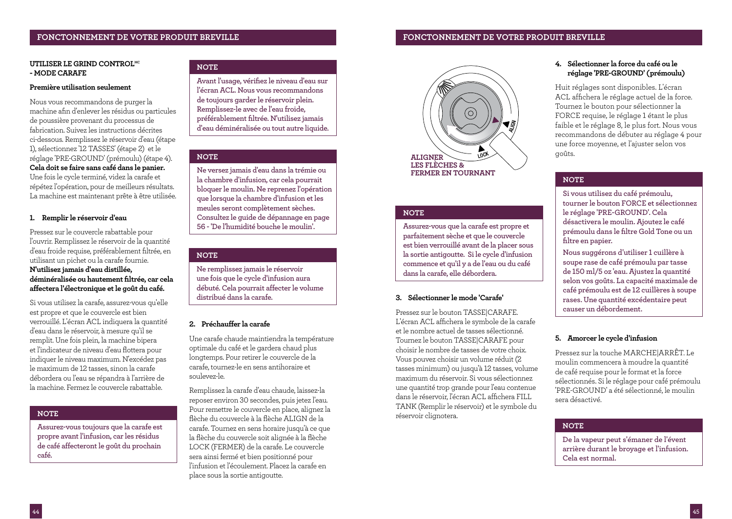## FONCTIONNEMENT DE VOTRE PRODUIT BREVILLE

### UTILISER LE GRIND CONTROL[MC] - MODE CARAFE

**Première utilisation seulement**

Nous vous recommandons de purger la machine afin d'enlever les résidus ou particules de poussière provenant du processus de fabrication. Suivez les instructions décrites ci-dessous. Remplissez le réservoir d'eau (étape 1), sélectionnez '12 TASSES' (étape 2) et le réglage 'PRE-GROUND' (prémoulu) (étape 4). **Cela doit se faire sans café dans le panier.** Une fois le cycle terminé, videz la carafe et répétez l'opération, pour de meilleurs résultats. La machine est maintenant prête à être utilisée.

**1. Remplir le réservoir d'eau**

Pressez sur le couvercle rabattable pour l'ouvrir. Remplissez le réservoir de la quantité d'eau froide requise, préférablement filtrée, en utilisant un pichet ou la carafe fournie. **N'utilisez jamais d'eau distillée, déminéralisée ou hautement filtrée, car cela affectera l'électronique et le goût du café.**

Si vous utilisez la carafe, assurez-vous qu'elle est propre et que le couvercle est bien verrouillé. L'écran ACL indiquera la quantité d'eau dans le réservoir, à mesure qu'il se remplit. Une fois plein, la machine bipera et l'indicateur de niveau d'eau flottera pour indiquer le niveau maximum. N'excédez pas le maximum de 12 tasses, sinon la carafe débordera ou l'eau se répandra à l'arrière de la machine. Fermez le couvercle rabattable.

**NOTE**

**Assurez-vous toujours que la carafe est propre avant l'infusion, car les résidus de café affecteront le goût du prochain café.**

**NOTE**

**Avant l'usage, vérifiez le niveau d'eau sur l'écran ACL. Nous vous recommandons de toujours garder le réservoir plein. Remplissez-le avec de l'eau froide, préférablement filtrée. N'utilisez jamais d'eau déminéralisée ou tout autre liquide.**

**NOTE**

**Ne versez jamais d'eau dans la trémie ou la chambre d'infusion, car cela pourrait bloquer le moulin. Ne reprenez l'opération que lorsque la chambre d'infusion et les meules seront complètement sèches. Consultez le guide de dépannage en page 56 - 'De l'humidité bouche le moulin'.**

**NOTE**

**Ne remplissez jamais le réservoir une fois que le cycle d'infusion aura débuté. Cela pourrait affecter le volume distribué dans la carafe.**

**2. Préchauffer la carafe**

Une carafe chaude maintiendra la température optimale du café et le gardera chaud plus longtemps. Pour retirer le couvercle de la carafe, tournez-le en sens antihoraire et soulevez-le.

Remplissez la carafe d'eau chaude, laissez-la reposer environ 30 secondes, puis jetez l'eau. Pour remettre le couvercle en place, alignez la flèche du couvercle à la flèche ALIGN de la carafe. Tournez en sens horaire jusqu'à ce que la flèche du couvercle soit alignée à la flèche LOCK (FERMER) de la carafe. Le couvercle sera ainsi fermé et bien positionné pour l'infusion et l'écoulement. Placez la carafe en place sous la sortie antigoutte.

ALIGN

LOCK

**ALIGNER LES FLÈCHES & FERMER EN TOURNANT**

**NOTE**

**Assurez-vous que la carafe est propre et parfaitement sèche et que le couvercle est bien verrouillé avant de la placer sous la sortie antigoutte. Si le cycle d'infusion commence et qu'il y a de l'eau ou du café dans la carafe, elle débordera.**

**3. Sélectionner le mode 'Carafe'**

Pressez sur le bouton TASSE|CARAFE. L'écran ACL affichera le symbole de la carafe et le nombre actuel de tasses sélectionné. Tournez le bouton TASSE|CARAFE pour choisir le nombre de tasses de votre choix. Vous pouvez choisir un volume réduit (2 tasses minimum) ou jusqu'à 12 tasses, volume maximum du réservoir. Si vous sélectionnez une quantité trop grande pour l'eau contenue dans le réservoir, l'écran ACL affichera FILL TANK (Remplir le réservoir) et le symbole du réservoir clignotera.

**4. Sélectionner la force du café ou le réglage 'PRE-GROUND' (prémoulu)**

Huit réglages sont disponibles. L'écran ACL affichera le réglage actuel de la force. Tournez le bouton pour sélectionner la FORCE requise, le réglage 1 étant le plus faible et le réglage 8, le plus fort. Nous vous recommandons de débuter au réglage 4 pour une force moyenne, et l'ajuster selon vos goûts.

**NOTE**

**Si vous utilisez du café prémoulu, tourner le bouton FORCE et sélectionnez le réglage 'PRE-GROUND'. Cela désactivera le moulin. Ajoutez le café prémoulu dans le filtre Gold Tone ou un filtre en papier.**

**Nous suggérons d'utiliser 1 cuillère à soupe rase de café prémoulu par tasse de 150 ml/5 oz 'eau. Ajustez la quantité selon vos goûts. La capacité maximale de café prémoulu est de 12 cuillères à soupe rases. Une quantité excédentaire peut causer un débordement.**

**5. Amorcer le cycle d'infusion**

Pressez sur la touche MARCHE|ARRÊT. Le moulin commencera à moudre la quantité de café requise pour le format et la force sélectionnés. Si le réglage pour café prémoulu 'PRE-GROUND' a été sélectionné, le moulin sera désactivé.

**NOTE**

**De la vapeur peut s'émaner de l'évent arrière durant le broyage et l'infusion. Cela est normal.**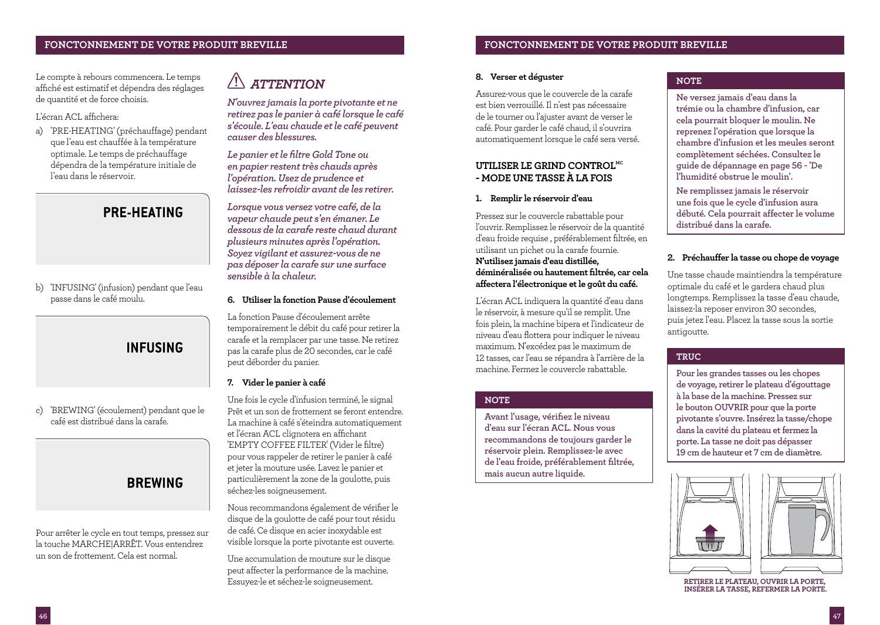Le compte à rebours commencera. Le temps affiché est estimatif et dépendra des réglages de quantité et de force choisis.

L'écran ACL affichera:

a) 'PRE-HEATING' (préchauffage) pendant que l'eau est chauffée à la température optimale. Le temps de préchauffage dépendra de la température initiale de l'eau dans le réservoir.

PRE-HEATING

b) 'INFUSING' (infusion) pendant que l'eau passe dans le café moulu.

INFUSING

c) 'BREWING' (écoulement) pendant que le café est distribué dans la carafe.

BREWING

Pour arrêter le cycle en tout temps, pressez sur la touche MARCHE|ARRÊT. Vous entendrez un son de frottement. Cela est normal.

## ⚠ *ATTENTION*

***N'ouvrez jamais la porte pivotante et ne retirez pas le panier à café lorsque le café s'écoule. L'eau chaude et le café peuvent causer des blessures.***

***Le panier et le filtre Gold Tone ou en papier restent très chauds après l'opération. Usez de prudence et laissez-les refroidir avant de les retirer.***

***Lorsque vous versez votre café, de la vapeur chaude peut s'en émaner. Le dessous de la carafe reste chaud durant plusieurs minutes après l'opération. Soyez vigilant et assurez-vous de ne pas déposer la carafe sur une surface sensible à la chaleur.***

### 6. Utiliser la fonction Pause d'écoulement

La fonction Pause d'écoulement arrête temporairement le débit du café pour retirer la carafe et la remplacer par une tasse. Ne retirez pas la carafe plus de 20 secondes, car le café peut déborder du panier.

### 7. Vider le panier à café

Une fois le cycle d'infusion terminé, le signal Prêt et un son de frottement se feront entendre. La machine à café s'éteindra automatiquement et l'écran ACL clignotera en affichant 'EMPTY COFFEE FILTER' (Vider le filtre) pour vous rappeler de retirer le panier à café et jeter la mouture usée. Lavez le panier et particulièrement la zone de la goulotte, puis séchez-les soigneusement.

Nous recommandons également de vérifier le disque de la goulotte de café pour tout résidu de café. Ce disque en acier inoxydable est visible lorsque la porte pivotante est ouverte.

Une accumulation de mouture sur le disque peut affecter la performance de la machine. Essuyez-le et séchez-le soigneusement.

### 8. Verser et déguster

Assurez-vous que le couvercle de la carafe est bien verrouillé. Il n'est pas nécessaire de le tourner ou l'ajuster avant de verser le café. Pour garder le café chaud, il s'ouvrira automatiquement lorsque le café sera versé.

## UTILISER LE GRIND CONTROL[MC] - MODE UNE TASSE À LA FOIS

### 1. Remplir le réservoir d'eau

Pressez sur le couvercle rabattable pour l'ouvrir. Remplissez le réservoir de la quantité d'eau froide requise , préférablement filtrée, en utilisant un pichet ou la carafe fournie. **N'utilisez jamais d'eau distillée, déminéralisée ou hautement filtrée, car cela affectera l'électronique et le goût du café.**

L'écran ACL indiquera la quantité d'eau dans le réservoir, à mesure qu'il se remplit. Une fois plein, la machine bipera et l'indicateur de niveau d'eau flottera pour indiquer le niveau maximum. N'excédez pas le maximum de 12 tasses, car l'eau se répandra à l'arrière de la machine. Fermez le couvercle rabattable.

**NOTE**

**Avant l'usage, vérifiez le niveau d'eau sur l'écran ACL. Nous vous recommandons de toujours garder le réservoir plein. Remplissez-le avec de l'eau froide, préférablement filtrée, mais aucun autre liquide.**

**NOTE**

**Ne versez jamais d'eau dans la trémie ou la chambre d'infusion, car cela pourrait bloquer le moulin. Ne reprenez l'opération que lorsque la chambre d'infusion et les meules seront complètement séchées. Consultez le guide de dépannage en page 56 - 'De l'humidité obstrue le moulin'.**

**Ne remplissez jamais le réservoir une fois que le cycle d'infusion aura débuté. Cela pourrait affecter le volume distribué dans la carafe.**

### 2. Préchauffer la tasse ou chope de voyage

Une tasse chaude maintiendra la température optimale du café et le gardera chaud plus longtemps. Remplissez la tasse d'eau chaude, laissez-la reposer environ 30 secondes, puis jetez l'eau. Placez la tasse sous la sortie antigoutte.

**TRUC**

**Pour les grandes tasses ou les chopes de voyage, retirer le plateau d'égouttage à la base de la machine. Pressez sur le bouton OUVRIR pour que la porte pivotante s'ouvre. Insérez la tasse/chope dans la cavité du plateau et fermez la porte. La tasse ne doit pas dépasser 19 cm de hauteur et 7 cm de diamètre.**

RETIRER LE PLATEAU, OUVRIR LA PORTE, INSÉRER LA TASSE, REFERMER LA PORTE.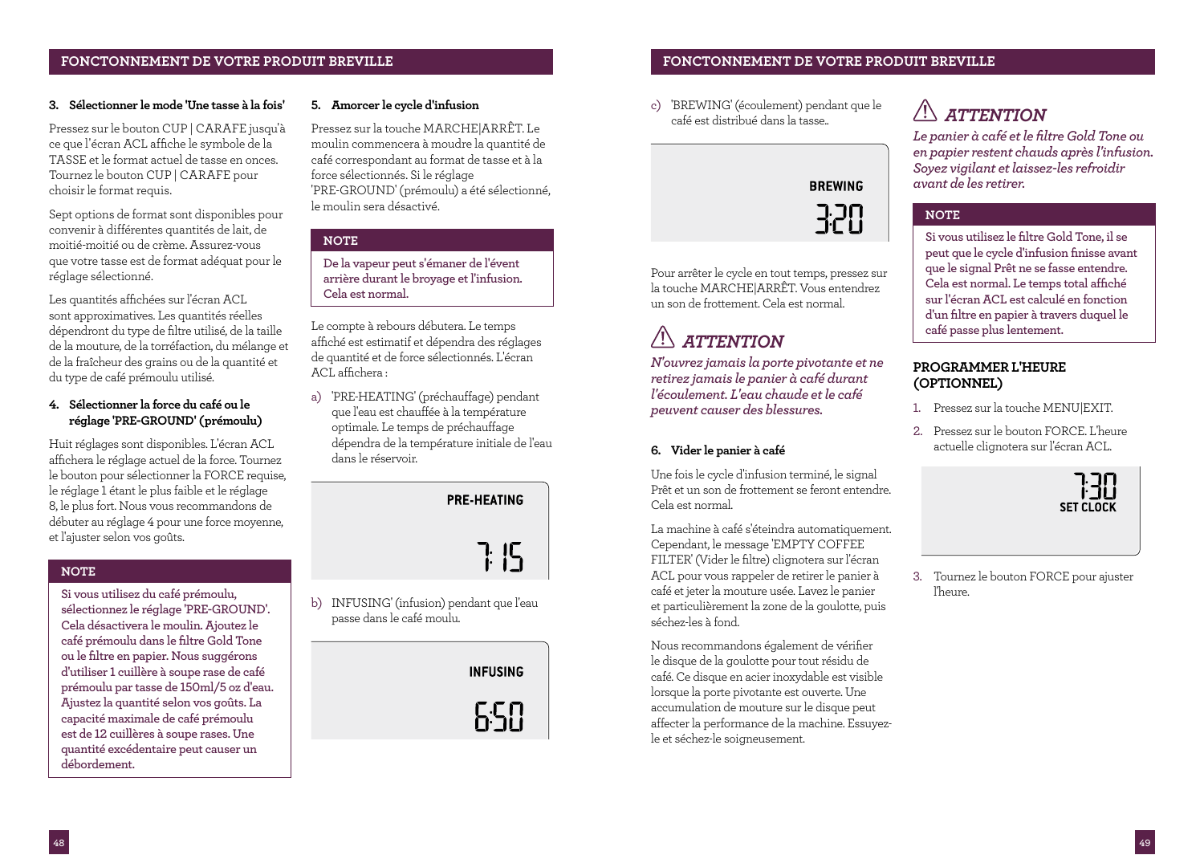## FONCTIONNEMENT DE VOTRE PRODUIT BREVILLE

**3. Sélectionner le mode 'Une tasse à la fois'**

Pressez sur le bouton CUP | CARAFE jusqu'à ce que l'écran ACL affiche le symbole de la TASSE et le format actuel de tasse en onces. Tournez le bouton CUP | CARAFE pour choisir le format requis.

Sept options de format sont disponibles pour convenir à différentes quantités de lait, de moitié-moitié ou de crème. Assurez-vous que votre tasse est de format adéquat pour le réglage sélectionné.

Les quantités affichées sur l'écran ACL sont approximatives. Les quantités réelles dépendront du type de filtre utilisé, de la taille de la mouture, de la torréfaction, du mélange et de la fraîcheur des grains ou de la quantité et du type de café prémoulu utilisé.

**4. Sélectionner la force du café ou le réglage 'PRE-GROUND' (prémoulu)**

Huit réglages sont disponibles. L'écran ACL affichera le réglage actuel de la force. Tournez le bouton pour sélectionner la FORCE requise, le réglage 1 étant le plus faible et le réglage 8, le plus fort. Nous vous recommandons de débuter au réglage 4 pour une force moyenne, et l'ajuster selon vos goûts.

**NOTE**

**Si vous utilisez du café prémoulu, sélectionnez le réglage 'PRE-GROUND'. Cela désactivera le moulin. Ajoutez le café prémoulu dans le filtre Gold Tone ou le filtre en papier. Nous suggérons d'utiliser 1 cuillère à soupe rase de café prémoulu par tasse de 150ml/5 oz d'eau. Ajustez la quantité selon vos goûts. La capacité maximale de café prémoulu est de 12 cuillères à soupe rases. Une quantité excédentaire peut causer un débordement.**

**5. Amorcer le cycle d'infusion**

Pressez sur la touche MARCHE|ARRÊT. Le moulin commencera à moudre la quantité de café correspondant au format de tasse et à la force sélectionnés. Si le réglage 'PRE-GROUND' (prémoulu) a été sélectionné, le moulin sera désactivé.

**NOTE**

**De la vapeur peut s'émaner de l'évent arrière durant le broyage et l'infusion. Cela est normal.**

Le compte à rebours débutera. Le temps affiché est estimatif et dépendra des réglages de quantité et de force sélectionnés. L'écran ACL affichera :

a) 'PRE-HEATING' (préchauffage) pendant que l'eau est chauffée à la température optimale. Le temps de préchauffage dépendra de la température initiale de l'eau dans le réservoir.

PRE-HEATING
7:15

b) INFUSING' (infusion) pendant que l'eau passe dans le café moulu.

INFUSING
6:50

c) 'BREWING' (écoulement) pendant que le café est distribué dans la tasse..

BREWING
3:20

Pour arrêter le cycle en tout temps, pressez sur la touche MARCHE|ARRÊT. Vous entendrez un son de frottement. Cela est normal.

### ⚠ ATTENTION

***N'ouvrez jamais la porte pivotante et ne retirez jamais le panier à café durant l'écoulement. L'eau chaude et le café peuvent causer des blessures.***

**6. Vider le panier à café**

Une fois le cycle d'infusion terminé, le signal Prêt et un son de frottement se feront entendre. Cela est normal.

La machine à café s'éteindra automatiquement. Cependant, le message 'EMPTY COFFEE FILTER' (Vider le filtre) clignotera sur l'écran ACL pour vous rappeler de retirer le panier à café et jeter la mouture usée. Lavez le panier et particulièrement la zone de la goulotte, puis séchez-les à fond.

Nous recommandons également de vérifier le disque de la goulotte pour tout résidu de café. Ce disque en acier inoxydable est visible lorsque la porte pivotante est ouverte. Une accumulation de mouture sur le disque peut affecter la performance de la machine. Essuyez-le et séchez-le soigneusement.

### ⚠ ATTENTION

***Le panier à café et le filtre Gold Tone ou en papier restent chauds après l'infusion. Soyez vigilant et laissez-les refroidir avant de les retirer.***

**NOTE**

**Si vous utilisez le filtre Gold Tone, il se peut que le cycle d'infusion finisse avant que le signal Prêt ne se fasse entendre. Cela est normal. Le temps total affiché sur l'écran ACL est calculé en fonction d'un filtre en papier à travers duquel le café passe plus lentement.**

### PROGRAMMER L'HEURE (OPTIONNEL)

1. Pressez sur la touche MENU|EXIT.
2. Pressez sur le bouton FORCE. L'heure actuelle clignotera sur l'écran ACL.

7:30
SET CLOCK

3. Tournez le bouton FORCE pour ajuster l'heure.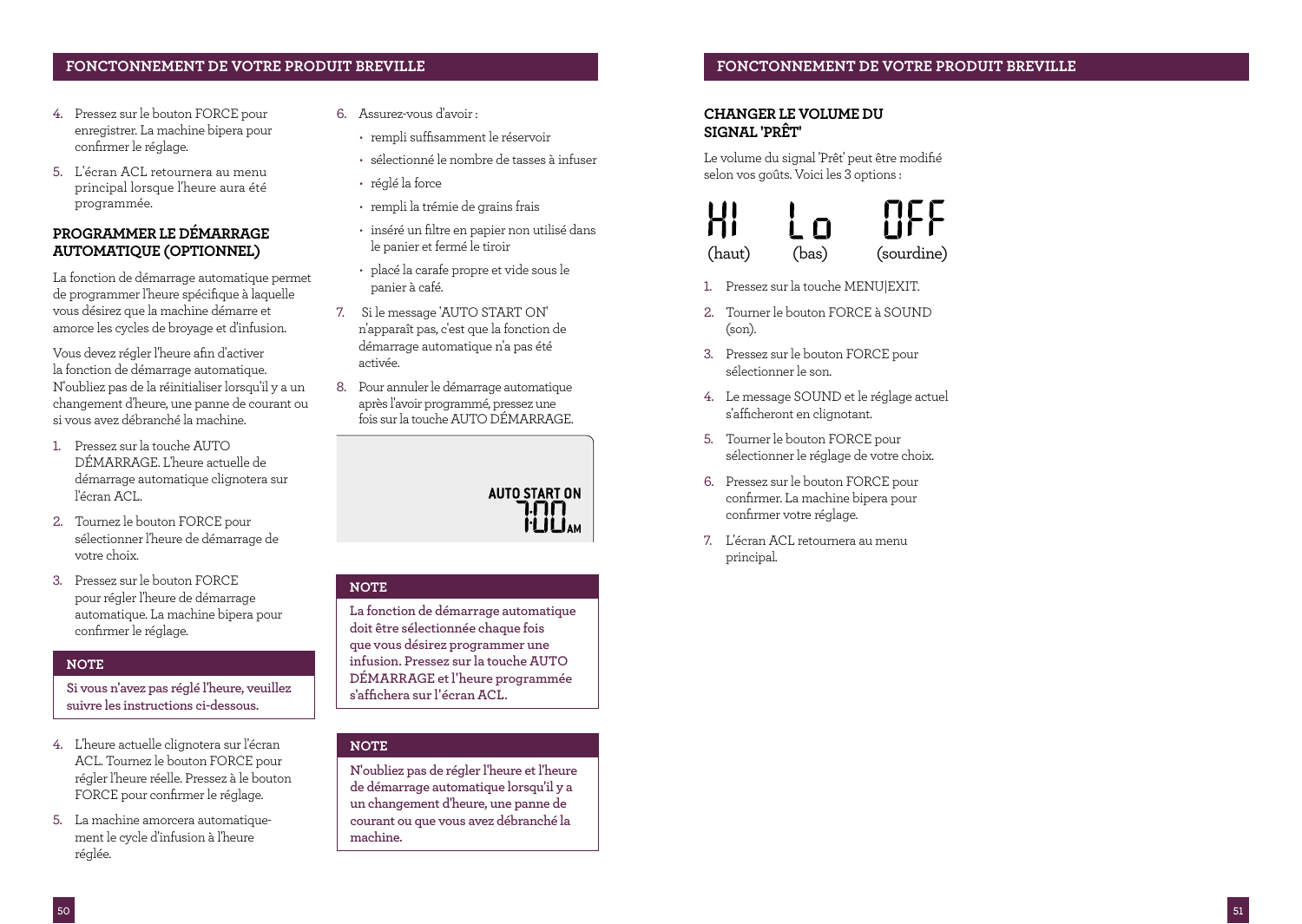## FONCTONNEMENT DE VOTRE PRODUIT BREVILLE

4. Pressez sur le bouton FORCE pour enregistrer. La machine bipera pour confirmer le réglage.
5. L'écran ACL retournera au menu principal lorsque l'heure aura été programmée.

### PROGRAMMER LE DÉMARRAGE AUTOMATIQUE (OPTIONNEL)

La fonction de démarrage automatique permet de programmer l'heure spécifique à laquelle vous désirez que la machine démarre et amorce les cycles de broyage et d'infusion.

Vous devez régler l'heure afin d'activer la fonction de démarrage automatique. N'oubliez pas de la réinitialiser lorsqu'il y a un changement d'heure, une panne de courant ou si vous avez débranché la machine.

1. Pressez sur la touche AUTO DÉMARRAGE. L'heure actuelle de démarrage automatique clignotera sur l'écran ACL.
2. Tournez le bouton FORCE pour sélectionner l'heure de démarrage de votre choix.
3. Pressez sur le bouton FORCE pour régler l'heure de démarrage automatique. La machine bipera pour confirmer le réglage.

**NOTE**

**Si vous n'avez pas réglé l'heure, veuillez suivre les instructions ci-dessous.**

4. L'heure actuelle clignotera sur l'écran ACL. Tournez le bouton FORCE pour régler l'heure réelle. Pressez à le bouton FORCE pour confirmer le réglage.
5. La machine amorcera automatiquement le cycle d'infusion à l'heure réglée.
6. Assurez-vous d'avoir :
   - rempli suffisamment le réservoir
   - sélectionné le nombre de tasses à infuser
   - réglé la force
   - rempli la trémie de grains frais
   - inséré un filtre en papier non utilisé dans le panier et fermé le tiroir
   - placé la carafe propre et vide sous le panier à café.
7. Si le message 'AUTO START ON' n'apparaît pas, c'est que la fonction de démarrage automatique n'a pas été activée.
8. Pour annuler le démarrage automatique après l'avoir programmé, pressez une fois sur la touche AUTO DÉMARRAGE.

AUTO START ON
7:00 AM

**NOTE**

**La fonction de démarrage automatique doit être sélectionnée chaque fois que vous désirez programmer une infusion. Pressez sur la touche AUTO DÉMARRAGE et l'heure programmée s'affichera sur l'écran ACL.**

**NOTE**

**N'oubliez pas de régler l'heure et l'heure de démarrage automatique lorsqu'il y a un changement d'heure, une panne de courant ou que vous avez débranché la machine.**

### CHANGER LE VOLUME DU SIGNAL 'PRÊT'

Le volume du signal 'Prêt' peut être modifié selon vos goûts. Voici les 3 options :

| HI | Lo | OFF |
|---|---|---|
| (haut) | (bas) | (sourdine) |

1. Pressez sur la touche MENU|EXIT.
2. Tourner le bouton FORCE à SOUND (son).
3. Pressez sur le bouton FORCE pour sélectionner le son.
4. Le message SOUND et le réglage actuel s'afficheront en clignotant.
5. Tourner le bouton FORCE pour sélectionner le réglage de votre choix.
6. Pressez sur le bouton FORCE pour confirmer. La machine bipera pour confirmer votre réglage.
7. L'écran ACL retournera au menu principal.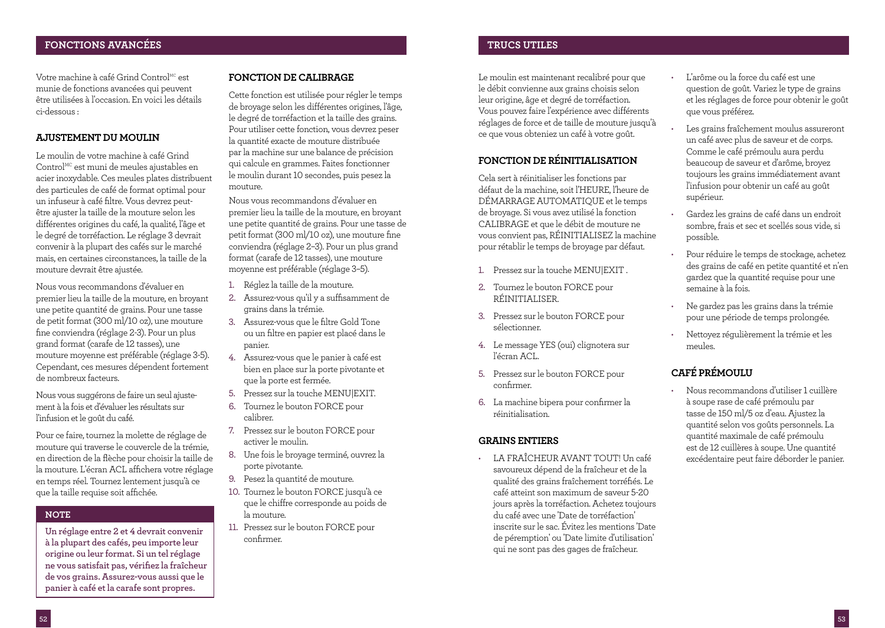## FONCTIONS AVANCÉES

Votre machine à café Grind Control[MC] est munie de fonctions avancées qui peuvent être utilisées à l'occasion. En voici les détails ci-dessous :

### AJUSTEMENT DU MOULIN

Le moulin de votre machine à café Grind Control[MC] est muni de meules ajustables en acier inoxydable. Ces meules plates distribuent des particules de café de format optimal pour un infuseur à café filtre. Vous devrez peut-être ajuster la taille de la mouture selon les différentes origines du café, la qualité, l'âge et le degré de torréfaction. Le réglage 3 devrait convenir à la plupart des cafés sur le marché mais, en certaines circonstances, la taille de la mouture devrait être ajustée.

Nous vous recommandons d'évaluer en premier lieu la taille de la mouture, en broyant une petite quantité de grains. Pour une tasse de petit format (300 ml/10 oz), une mouture fine conviendra (réglage 2-3). Pour un plus grand format (carafe de 12 tasses), une mouture moyenne est préférable (réglage 3-5). Cependant, ces mesures dépendent fortement de nombreux facteurs.

Nous vous suggérons de faire un seul ajustement à la fois et d'évaluer les résultats sur l'infusion et le goût du café.

Pour ce faire, tournez la molette de réglage de mouture qui traverse le couvercle de la trémie, en direction de la flèche pour choisir la taille de la mouture. L'écran ACL affichera votre réglage en temps réel. Tournez lentement jusqu'à ce que la taille requise soit affichée.

**NOTE**

**Un réglage entre 2 et 4 devrait convenir à la plupart des cafés, peu importe leur origine ou leur format. Si un tel réglage ne vous satisfait pas, vérifiez la fraîcheur de vos grains. Assurez-vous aussi que le panier à café et la carafe sont propres.**

### FONCTION DE CALIBRAGE

Cette fonction est utilisée pour régler le temps de broyage selon les différentes origines, l'âge, le degré de torréfaction et la taille des grains. Pour utiliser cette fonction, vous devrez peser la quantité exacte de mouture distribuée par la machine sur une balance de précision qui calcule en grammes. Faites fonctionner le moulin durant 10 secondes, puis pesez la mouture.

Nous vous recommandons d'évaluer en premier lieu la taille de la mouture, en broyant une petite quantité de grains. Pour une tasse de petit format (300 ml/10 oz), une mouture fine conviendra (réglage 2–3). Pour un plus grand format (carafe de 12 tasses), une mouture moyenne est préférable (réglage 3–5).

1. Réglez la taille de la mouture.
2. Assurez-vous qu'il y a suffisamment de grains dans la trémie.
3. Assurez-vous que le filtre Gold Tone ou un filtre en papier est placé dans le panier.
4. Assurez-vous que le panier à café est bien en place sur la porte pivotante et que la porte est fermée.
5. Pressez sur la touche MENU|EXIT.
6. Tournez le bouton FORCE pour calibrer.
7. Pressez sur le bouton FORCE pour activer le moulin.
8. Une fois le broyage terminé, ouvrez la porte pivotante.
9. Pesez la quantité de mouture.
10. Tournez le bouton FORCE jusqu'à ce que le chiffre corresponde au poids de la mouture.
11. Pressez sur le bouton FORCE pour confirmer.

## TRUCS UTILES

Le moulin est maintenant recalibré pour que le débit convienne aux grains choisis selon leur origine, âge et degré de torréfaction. Vous pouvez faire l'expérience avec différents réglages de force et de taille de mouture jusqu'à ce que vous obteniez un café à votre goût.

### FONCTION DE RÉINITIALISATION

Cela sert à réinitialiser les fonctions par défaut de la machine, soit l'HEURE, l'heure de DÉMARRAGE AUTOMATIQUE et le temps de broyage. Si vous avez utilisé la fonction CALIBRAGE et que le débit de mouture ne vous convient pas, RÉINITIALISEZ la machine pour rétablir le temps de broyage par défaut.

1. Pressez sur la touche MENU|EXIT .
2. Tournez le bouton FORCE pour RÉINITIALISER.
3. Pressez sur le bouton FORCE pour sélectionner.
4. Le message YES (oui) clignotera sur l'écran ACL.
5. Pressez sur le bouton FORCE pour confirmer.
6. La machine bipera pour confirmer la réinitialisation.

### GRAINS ENTIERS

- LA FRAÎCHEUR AVANT TOUT! Un café savoureux dépend de la fraîcheur et de la qualité des grains fraîchement torréfiés. Le café atteint son maximum de saveur 5-20 jours après la torréfaction. Achetez toujours du café avec une 'Date de torréfaction' inscrite sur le sac. Évitez les mentions 'Date de péremption' ou 'Date limite d'utilisation' qui ne sont pas des gages de fraîcheur.
- L'arôme ou la force du café est une question de goût. Variez le type de grains et les réglages de force pour obtenir le goût que vous préférez.
- Les grains fraîchement moulus assureront un café avec plus de saveur et de corps. Comme le café prémoulu aura perdu beaucoup de saveur et d'arôme, broyez toujours les grains immédiatement avant l'infusion pour obtenir un café au goût supérieur.
- Gardez les grains de café dans un endroit sombre, frais et sec et scellés sous vide, si possible.
- Pour réduire le temps de stockage, achetez des grains de café en petite quantité et n'en gardez que la quantité requise pour une semaine à la fois.
- Ne gardez pas les grains dans la trémie pour une période de temps prolongée.
- Nettoyez régulièrement la trémie et les meules.

### CAFÉ PRÉMOULU

- Nous recommandons d'utiliser 1 cuillère à soupe rase de café prémoulu par tasse de 150 ml/5 oz d'eau. Ajustez la quantité selon vos goûts personnels. La quantité maximale de café prémoulu est de 12 cuillères à soupe. Une quantité excédentaire peut faire déborder le panier.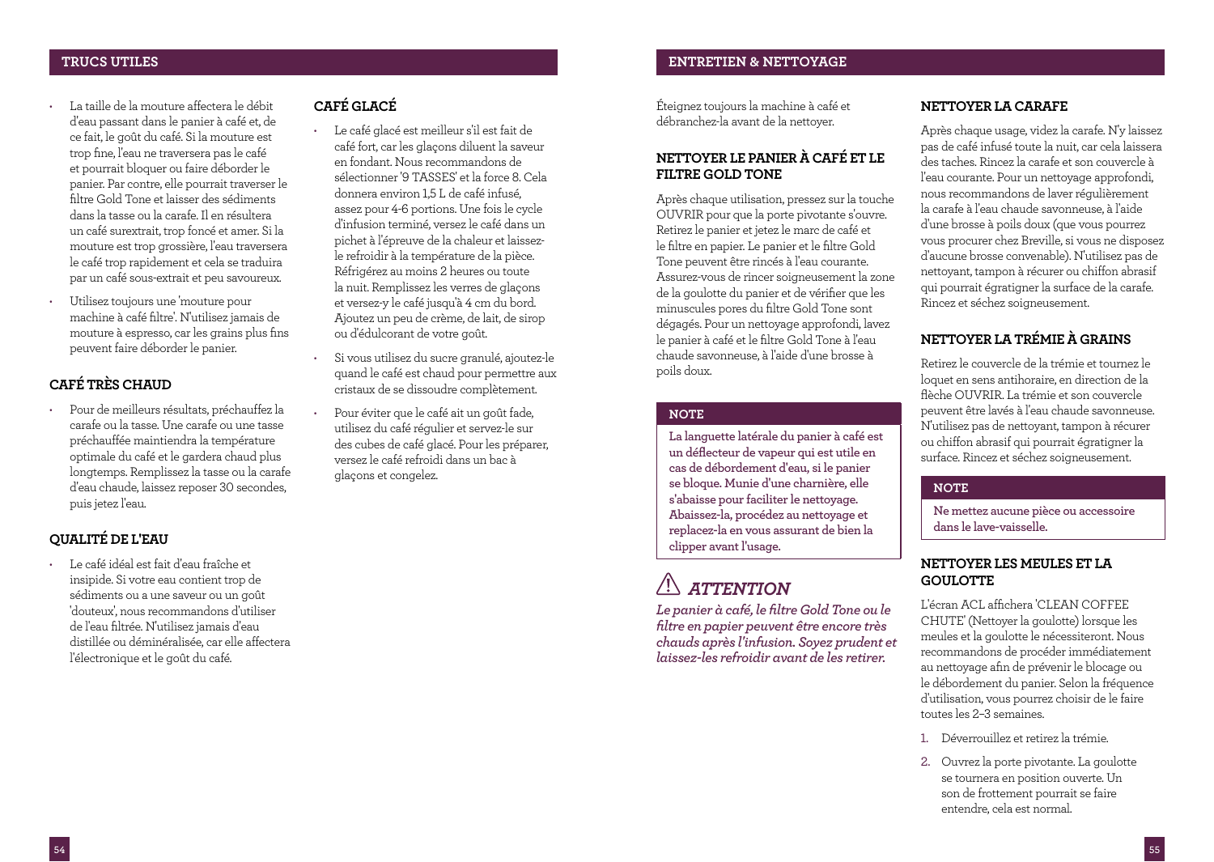## TRUCS UTILES

- La taille de la mouture affectera le débit d'eau passant dans le panier à café et, de ce fait, le goût du café. Si la mouture est trop fine, l'eau ne traversera pas le café et pourrait bloquer ou faire déborder le panier. Par contre, elle pourrait traverser le filtre Gold Tone et laisser des sédiments dans la tasse ou la carafe. Il en résultera un café surextrait, trop foncé et amer. Si la mouture est trop grossière, l'eau traversera le café trop rapidement et cela se traduira par un café sous-extrait et peu savoureux.
- Utilisez toujours une 'mouture pour machine à café filtre'. N'utilisez jamais de mouture à espresso, car les grains plus fins peuvent faire déborder le panier.

### CAFÉ TRÈS CHAUD

- Pour de meilleurs résultats, préchauffez la carafe ou la tasse. Une carafe ou une tasse préchauffée maintiendra la température optimale du café et le gardera chaud plus longtemps. Remplissez la tasse ou la carafe d'eau chaude, laissez reposer 30 secondes, puis jetez l'eau.

### QUALITÉ DE L'EAU

- Le café idéal est fait d'eau fraîche et insipide. Si votre eau contient trop de sédiments ou a une saveur ou un goût 'douteux', nous recommandons d'utiliser de l'eau filtrée. N'utilisez jamais d'eau distillée ou déminéralisée, car elle affectera l'électronique et le goût du café.

### CAFÉ GLACÉ

- Le café glacé est meilleur s'il est fait de café fort, car les glaçons diluent la saveur en fondant. Nous recommandons de sélectionner '9 TASSES' et la force 8. Cela donnera environ 1,5 L de café infusé, assez pour 4-6 portions. Une fois le cycle d'infusion terminé, versez le café dans un pichet à l'épreuve de la chaleur et laissez-le refroidir à la température de la pièce. Réfrigérez au moins 2 heures ou toute la nuit. Remplissez les verres de glaçons et versez-y le café jusqu'à 4 cm du bord. Ajoutez un peu de crème, de lait, de sirop ou d'édulcorant de votre goût.
- Si vous utilisez du sucre granulé, ajoutez-le quand le café est chaud pour permettre aux cristaux de se dissoudre complètement.
- Pour éviter que le café ait un goût fade, utilisez du café régulier et servez-le sur des cubes de café glacé. Pour les préparer, versez le café refroidi dans un bac à glaçons et congelez.

## ENTRETIEN & NETTOYAGE

Éteignez toujours la machine à café et débranchez-la avant de la nettoyer.

### NETTOYER LE PANIER À CAFÉ ET LE FILTRE GOLD TONE

Après chaque utilisation, pressez sur la touche OUVRIR pour que la porte pivotante s'ouvre. Retirez le panier et jetez le marc de café et le filtre en papier. Le panier et le filtre Gold Tone peuvent être rincés à l'eau courante. Assurez-vous de rincer soigneusement la zone de la goulotte du panier et de vérifier que les minuscules pores du filtre Gold Tone sont dégagés. Pour un nettoyage approfondi, lavez le panier à café et le filtre Gold Tone à l'eau chaude savonneuse, à l'aide d'une brosse à poils doux.

**NOTE**

**La languette latérale du panier à café est un déflecteur de vapeur qui est utile en cas de débordement d'eau, si le panier se bloque. Munie d'une charnière, elle s'abaisse pour faciliter le nettoyage. Abaissez-la, procédez au nettoyage et replacez-la en vous assurant de bien la clipper avant l'usage.**

**⚠ *ATTENTION***

***Le panier à café, le filtre Gold Tone ou le filtre en papier peuvent être encore très chauds après l'infusion. Soyez prudent et laissez-les refroidir avant de les retirer.***

### NETTOYER LA CARAFE

Après chaque usage, videz la carafe. N'y laissez pas de café infusé toute la nuit, car cela laissera des taches. Rincez la carafe et son couvercle à l'eau courante. Pour un nettoyage approfondi, nous recommandons de laver régulièrement la carafe à l'eau chaude savonneuse, à l'aide d'une brosse à poils doux (que vous pourrez vous procurer chez Breville, si vous ne disposez d'aucune brosse convenable). N'utilisez pas de nettoyant, tampon à récurer ou chiffon abrasif qui pourrait égratigner la surface de la carafe. Rincez et séchez soigneusement.

### NETTOYER LA TRÉMIE À GRAINS

Retirez le couvercle de la trémie et tournez le loquet en sens antihoraire, en direction de la flèche OUVRIR. La trémie et son couvercle peuvent être lavés à l'eau chaude savonneuse. N'utilisez pas de nettoyant, tampon à récurer ou chiffon abrasif qui pourrait égratigner la surface. Rincez et séchez soigneusement.

**NOTE**

**Ne mettez aucune pièce ou accessoire dans le lave-vaisselle.**

### NETTOYER LES MEULES ET LA GOULOTTE

L'écran ACL affichera 'CLEAN COFFEE CHUTE' (Nettoyer la goulotte) lorsque les meules et la goulotte le nécessiteront. Nous recommandons de procéder immédiatement au nettoyage afin de prévenir le blocage ou le débordement du panier. Selon la fréquence d'utilisation, vous pourrez choisir de le faire toutes les 2–3 semaines.

1. Déverrouillez et retirez la trémie.
2. Ouvrez la porte pivotante. La goulotte se tournera en position ouverte. Un son de frottement pourrait se faire entendre, cela est normal.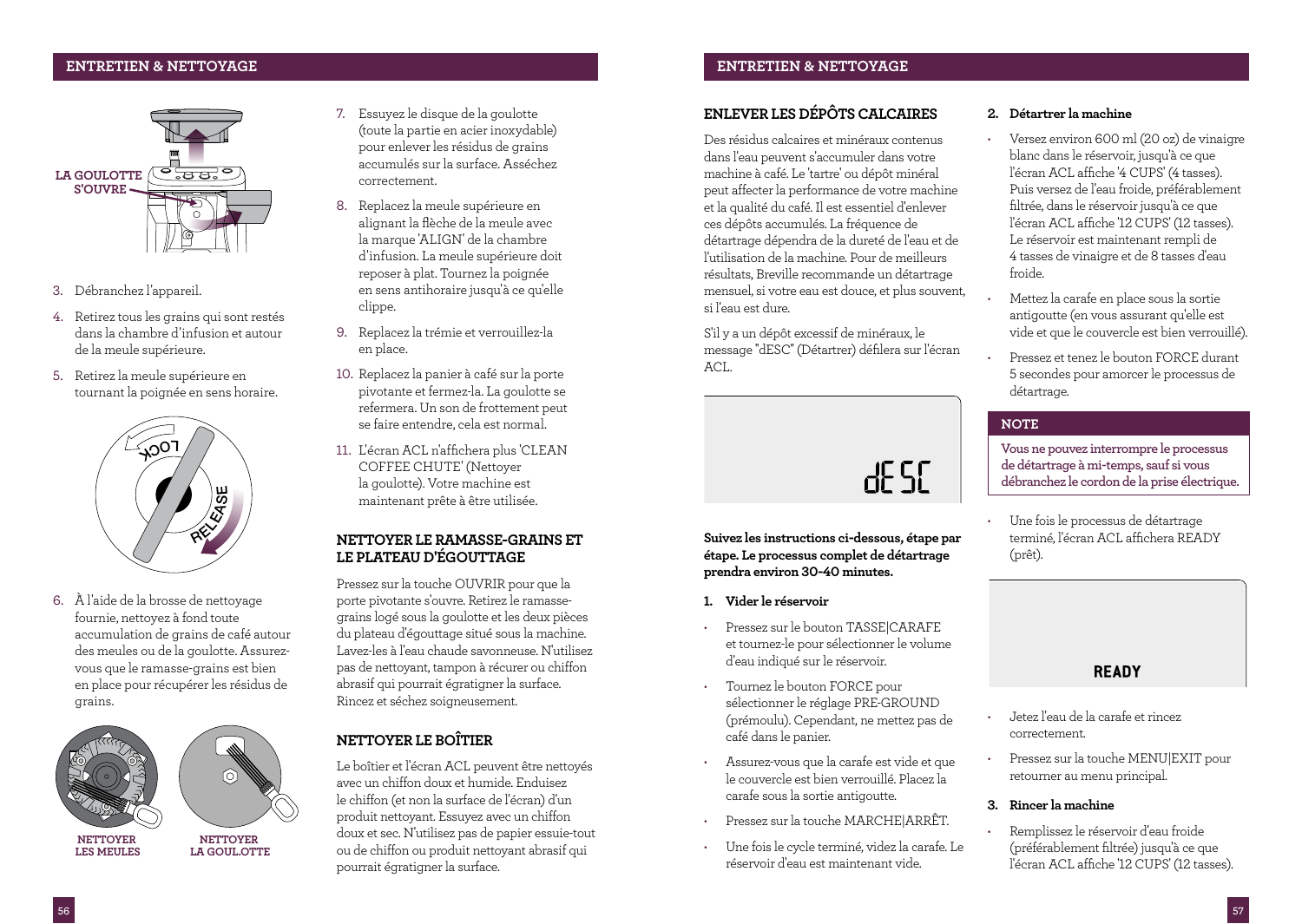## ENTRETIEN & NETTOYAGE

LA GOULOTTE S'OUVRE

3. Débranchez l'appareil.
4. Retirez tous les grains qui sont restés dans la chambre d'infusion et autour de la meule supérieure.
5. Retirez la meule supérieure en tournant la poignée en sens horaire.

LOCK

RELEASE

6. À l'aide de la brosse de nettoyage fournie, nettoyez à fond toute accumulation de grains de café autour des meules ou de la goulotte. Assurez-vous que le ramasse-grains est bien en place pour récupérer les résidus de grains.

NETTOYER LES MEULES

NETTOYER LA GOULOTTE

7. Essuyez le disque de la goulotte (toute la partie en acier inoxydable) pour enlever les résidus de grains accumulés sur la surface. Asséchez correctement.
8. Replacez la meule supérieure en alignant la flèche de la meule avec la marque 'ALIGN' de la chambre d'infusion. La meule supérieure doit reposer à plat. Tournez la poignée en sens antihoraire jusqu'à ce qu'elle clippe.
9. Replacez la trémie et verrouillez-la en place.
10. Replacez le panier à café sur la porte pivotante et fermez-la. La goulotte se refermera. Un son de frottement peut se faire entendre, cela est normal.
11. L'écran ACL n'affichera plus 'CLEAN COFFEE CHUTE' (Nettoyer la goulotte). Votre machine est maintenant prête à être utilisée.

### NETTOYER LE RAMASSE-GRAINS ET LE PLATEAU D'ÉGOUTTAGE

Pressez sur la touche OUVRIR pour que la porte pivotante s'ouvre. Retirez le ramasse-grains logé sous la goulotte et les deux pièces du plateau d'égouttage situé sous la machine. Lavez-les à l'eau chaude savonneuse. N'utilisez pas de nettoyant, tampon à récurer ou chiffon abrasif qui pourrait égratigner la surface. Rincez et séchez soigneusement.

### NETTOYER LE BOÎTIER

Le boîtier et l'écran ACL peuvent être nettoyés avec un chiffon doux et humide. Enduisez le chiffon (et non la surface de l'écran) d'un produit nettoyant. Essuyez avec un chiffon doux et sec. N'utilisez pas de papier essuie-tout ou de chiffon ou produit nettoyant abrasif qui pourrait égratigner la surface.

### ENLEVER LES DÉPÔTS CALCAIRES

Des résidus calcaires et minéraux contenus dans l'eau peuvent s'accumuler dans votre machine à café. Le 'tartre' ou dépôt minéral peut affecter la performance de votre machine et la qualité du café. Il est essentiel d'enlever ces dépôts accumulés. La fréquence de détartrage dépendra de la dureté de l'eau et de l'utilisation de la machine. Pour de meilleurs résultats, Breville recommande un détartrage mensuel, si votre eau est douce, et plus souvent, si l'eau est dure.

S'il y a un dépôt excessif de minéraux, le message "dESC" (Détartrer) défilera sur l'écran ACL.

dESC

**Suivez les instructions ci-dessous, étape par étape. Le processus complet de détartrage prendra environ 30-40 minutes.**

**1. Vider le réservoir**

- Pressez sur le bouton TASSE|CARAFE et tournez-le pour sélectionner le volume d'eau indiqué sur le réservoir.
- Tournez le bouton FORCE pour sélectionner le réglage PRE-GROUND (prémoulu). Cependant, ne mettez pas de café dans le panier.
- Assurez-vous que la carafe est vide et que le couvercle est bien verrouillé. Placez la carafe sous la sortie antigoutte.
- Pressez sur la touche MARCHE|ARRÊT.
- Une fois le cycle terminé, videz la carafe. Le réservoir d'eau est maintenant vide.

**2. Détartrer la machine**

- Versez environ 600 ml (20 oz) de vinaigre blanc dans le réservoir, jusqu'à ce que l'écran ACL affiche '4 CUPS' (4 tasses). Puis versez de l'eau froide, préférablement filtrée, dans le réservoir jusqu'à ce que l'écran ACL affiche '12 CUPS' (12 tasses). Le réservoir est maintenant rempli de 4 tasses de vinaigre et de 8 tasses d'eau froide.
- Mettez la carafe en place sous la sortie antigoutte (en vous assurant qu'elle est vide et que le couvercle est bien verrouillé).
- Pressez et tenez le bouton FORCE durant 5 secondes pour amorcer le processus de détartrage.

**NOTE**

**Vous ne pouvez interrompre le processus de détartrage à mi-temps, sauf si vous débranchez le cordon de la prise électrique.**

- Une fois le processus de détartrage terminé, l'écran ACL affichera READY (prêt).

READY

- Jetez l'eau de la carafe et rincez correctement.
- Pressez sur la touche MENU|EXIT pour retourner au menu principal.

**3. Rincer la machine**

- Remplissez le réservoir d'eau froide (préférablement filtrée) jusqu'à ce que l'écran ACL affiche '12 CUPS' (12 tasses).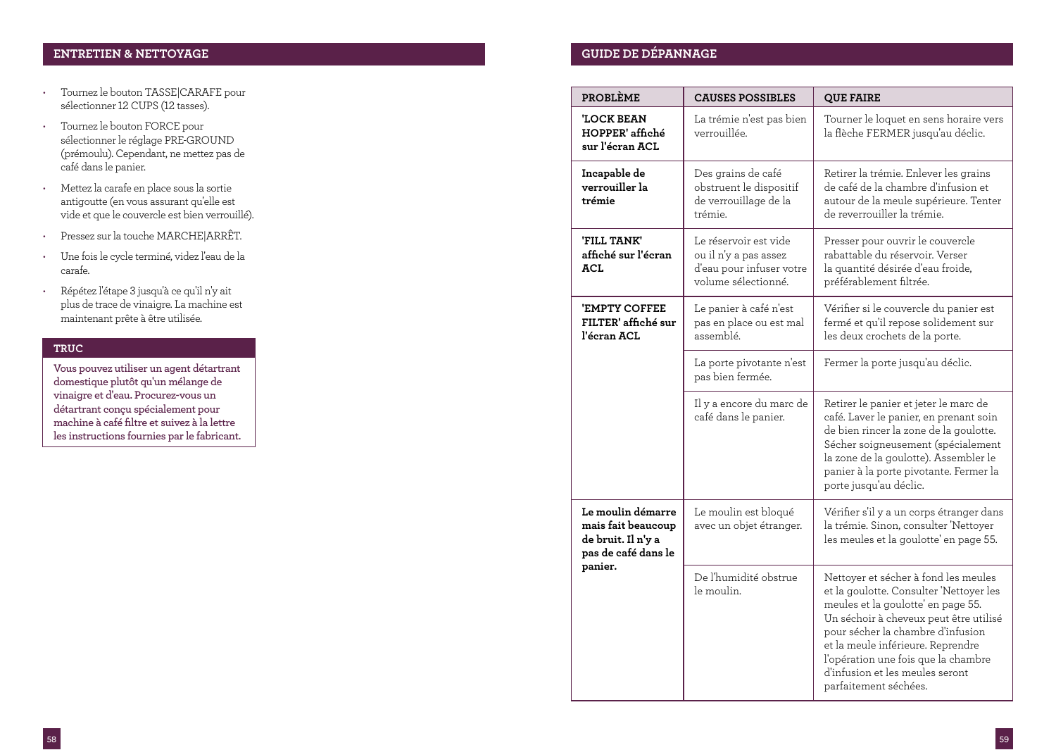## ENTRETIEN & NETTOYAGE

- Tournez le bouton TASSE|CARAFE pour sélectionner 12 CUPS (12 tasses).
- Tournez le bouton FORCE pour sélectionner le réglage PRE-GROUND (prémoulu). Cependant, ne mettez pas de café dans le panier.
- Mettez la carafe en place sous la sortie antigoutte (en vous assurant qu'elle est vide et que le couvercle est bien verrouillé).
- Pressez sur la touche MARCHE|ARRÊT.
- Une fois le cycle terminé, videz l'eau de la carafe.
- Répétez l'étape 3 jusqu'à ce qu'il n'y ait plus de trace de vinaigre. La machine est maintenant prête à être utilisée.

### TRUC

**Vous pouvez utiliser un agent détartrant domestique plutôt qu'un mélange de vinaigre et d'eau. Procurez-vous un détartrant conçu spécialement pour machine à café filtre et suivez à la lettre les instructions fournies par le fabricant.**

## GUIDE DE DÉPANNAGE

| PROBLÈME | CAUSES POSSIBLES | QUE FAIRE |
|---|---|---|
| **'LOCK BEAN HOPPER' affiché sur l'écran ACL** | La trémie n'est pas bien verrouillée. | Tourner le loquet en sens horaire vers la flèche FERMER jusqu'au déclic. |
| **Incapable de verrouiller la trémie** | Des grains de café obstruent le dispositif de verrouillage de la trémie. | Retirer la trémie. Enlever les grains de café de la chambre d'infusion et autour de la meule supérieure. Tenter de reverrouiller la trémie. |
| **'FILL TANK' affiché sur l'écran ACL** | Le réservoir est vide ou il n'y a pas assez d'eau pour infuser votre volume sélectionné. | Presser pour ouvrir le couvercle rabattable du réservoir. Verser la quantité désirée d'eau froide, préférablement filtrée. |
| **'EMPTY COFFEE FILTER' affiché sur l'écran ACL** | Le panier à café n'est pas en place ou est mal assemblé. | Vérifier si le couvercle du panier est fermé et qu'il repose solidement sur les deux crochets de la porte. |
| | La porte pivotante n'est pas bien fermée. | Fermer la porte jusqu'au déclic. |
| | Il y a encore du marc de café dans le panier. | Retirer le panier et jeter le marc de café. Laver le panier, en prenant soin de bien rincer la zone de la goulotte. Sécher soigneusement (spécialement la zone de la goulotte). Assembler le panier à la porte pivotante. Fermer la porte jusqu'au déclic. |
| **Le moulin démarre mais fait beaucoup de bruit. Il n'y a pas de café dans le panier.** | Le moulin est bloqué avec un objet étranger. | Vérifier s'il y a un corps étranger dans la trémie. Sinon, consulter 'Nettoyer les meules et la goulotte' en page 55. |
| | De l'humidité obstrue le moulin. | Nettoyer et sécher à fond les meules et la goulotte. Consulter 'Nettoyer les meules et la goulotte' en page 55. Un séchoir à cheveux peut être utilisé pour sécher la chambre d'infusion et la meule inférieure. Reprendre l'opération une fois que la chambre d'infusion et les meules seront parfaitement séchées. |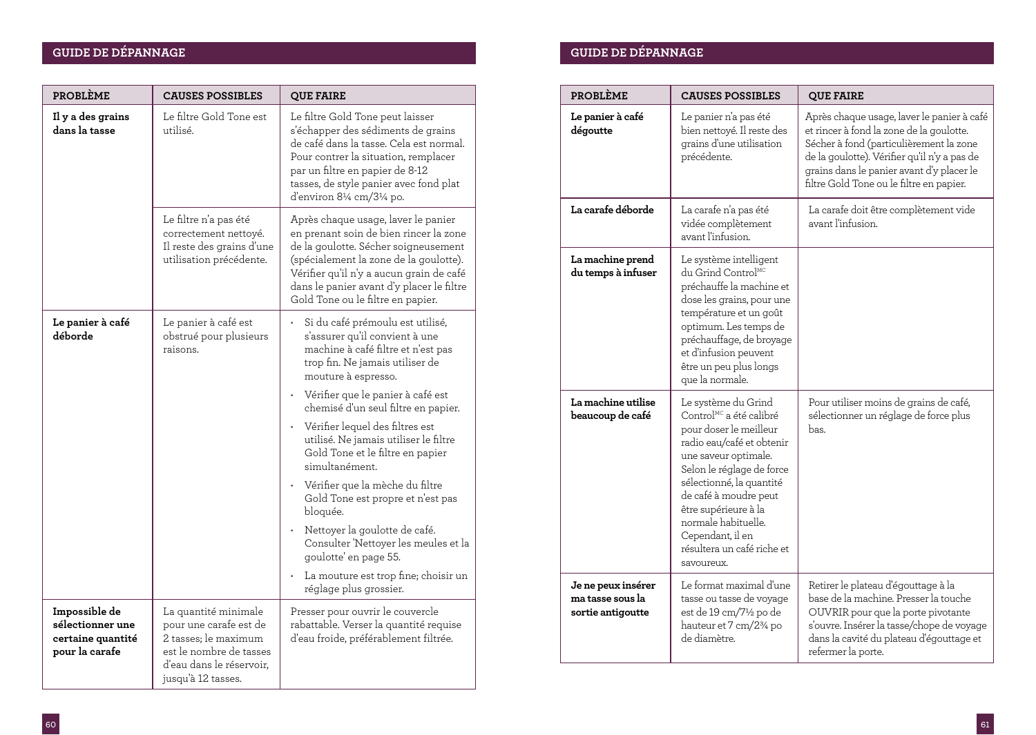## GUIDE DE DÉPANNAGE

| PROBLÈME | CAUSES POSSIBLES | QUE FAIRE |
|---|---|---|
| **Il y a des grains dans la tasse** | Le filtre Gold Tone est utilisé. | Le filtre Gold Tone peut laisser s'échapper des sédiments de grains de café dans la tasse. Cela est normal. Pour contrer la situation, remplacer par un filtre en papier de 8-12 tasses, de style panier avec fond plat d'environ 8¼ cm/3¼ po. |
| | Le filtre n'a pas été correctement nettoyé. Il reste des grains d'une utilisation précédente. | Après chaque usage, laver le panier en prenant soin de bien rincer la zone de la goulotte. Sécher soigneusement (spécialement la zone de la goulotte). Vérifier qu'il n'y a aucun grain de café dans le panier avant d'y placer le filtre Gold Tone ou le filtre en papier. |
| **Le panier à café déborde** | Le panier à café est obstrué pour plusieurs raisons. | • Si du café prémoulu est utilisé, s'assurer qu'il convient à une machine à café filtre et n'est pas trop fin. Ne jamais utiliser de mouture à espresso.<br>• Vérifier que le panier à café est chemisé d'un seul filtre en papier.<br>• Vérifier lequel des filtres est utilisé. Ne jamais utiliser le filtre Gold Tone et le filtre en papier simultanément.<br>• Vérifier que la mèche du filtre Gold Tone est propre et n'est pas bloquée.<br>• Nettoyer la goulotte de café. Consulter 'Nettoyer les meules et la goulotte' en page 55.<br>• La mouture est trop fine; choisir un réglage plus grossier. |
| **Impossible de sélectionner une certaine quantité pour la carafe** | La quantité minimale pour une carafe est de 2 tasses; le maximum est le nombre de tasses d'eau dans le réservoir, jusqu'à 12 tasses. | Presser pour ouvrir le couvercle rabattable. Verser la quantité requise d'eau froide, préférablement filtrée. |

## GUIDE DE DÉPANNAGE

| PROBLÈME | CAUSES POSSIBLES | QUE FAIRE |
|---|---|---|
| **Le panier à café dégoutte** | Le panier n'a pas été bien nettoyé. Il reste des grains d'une utilisation précédente. | Après chaque usage, laver le panier à café et rincer à fond la zone de la goulotte. Sécher à fond (particulièrement la zone de la goulotte). Vérifier qu'il n'y a pas de grains dans le panier avant d'y placer le filtre Gold Tone ou le filtre en papier. |
| **La carafe déborde** | La carafe n'a pas été vidée complètement avant l'infusion. | La carafe doit être complètement vide avant l'infusion. |
| **La machine prend du temps à infuser** | Le système intelligent du Grind Control[MC] préchauffe la machine et dose les grains, pour une température et un goût optimum. Les temps de préchauffage, de broyage et d'infusion peuvent être un peu plus longs que la normale. | |
| **La machine utilise beaucoup de café** | Le système du Grind Control[MC] a été calibré pour doser le meilleur radio eau/café et obtenir une saveur optimale. Selon le réglage de force sélectionné, la quantité de café à moudre peut être supérieure à la normale habituelle. Cependant, il en résultera un café riche et savoureux. | Pour utiliser moins de grains de café, sélectionner un réglage de force plus bas. |
| **Je ne peux insérer ma tasse sous la sortie antigoutte** | Le format maximal d'une tasse ou tasse de voyage est de 19 cm/7½ po de hauteur et 7 cm/2¾ po de diamètre. | Retirer le plateau d'égouttage à la base de la machine. Presser la touche OUVRIR pour que la porte pivotante s'ouvre. Insérer la tasse/chope de voyage dans la cavité du plateau d'égouttage et refermer la porte. |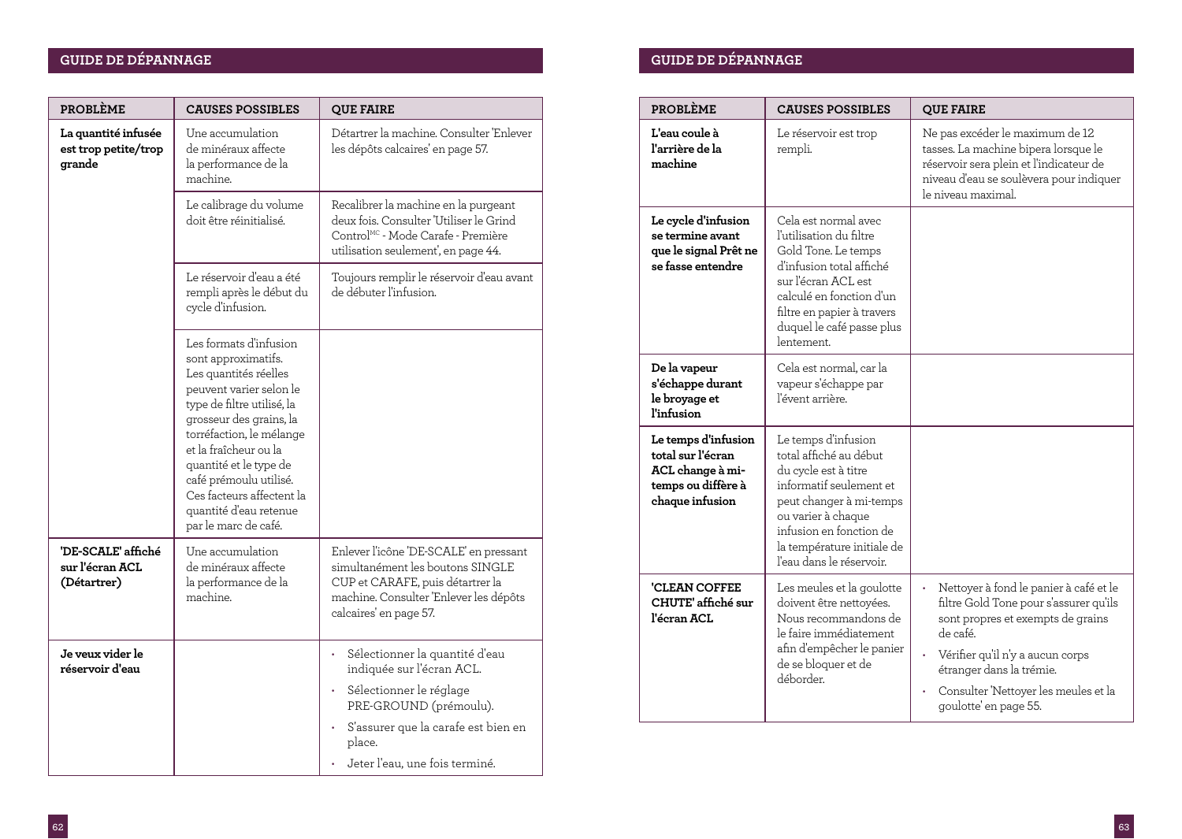## GUIDE DE DÉPANNAGE

| PROBLÈME | CAUSES POSSIBLES | QUE FAIRE |
|---|---|---|
| **La quantité infusée est trop petite/trop grande** | Une accumulation de minéraux affecte la performance de la machine. | Détartrer la machine. Consulter 'Enlever les dépôts calcaires' en page 57. |
| | Le calibrage du volume doit être réinitialisé. | Recalibrer la machine en la purgeant deux fois. Consulter 'Utiliser le Grind Control[MC] - Mode Carafe - Première utilisation seulement', en page 44. |
| | Le réservoir d'eau a été rempli après le début du cycle d'infusion. | Toujours remplir le réservoir d'eau avant de débuter l'infusion. |
| | Les formats d'infusion sont approximatifs. Les quantités réelles peuvent varier selon le type de filtre utilisé, la grosseur des grains, la torréfaction, le mélange et la fraîcheur ou la quantité et le type de café prémoulu utilisé. Ces facteurs affectent la quantité d'eau retenue par le marc de café. | |
| **'DE-SCALE' affiché sur l'écran ACL (Détartrer)** | Une accumulation de minéraux affecte la performance de la machine. | Enlever l'icône 'DE-SCALE' en pressant simultanément les boutons SINGLE CUP et CARAFE, puis détartrer la machine. Consulter 'Enlever les dépôts calcaires' en page 57. |
| **Je veux vider le réservoir d'eau** | | • Sélectionner la quantité d'eau indiquée sur l'écran ACL.<br>• Sélectionner le réglage PRE-GROUND (prémoulu).<br>• S'assurer que la carafe est bien en place.<br>• Jeter l'eau, une fois terminé. |

## GUIDE DE DÉPANNAGE

| PROBLÈME | CAUSES POSSIBLES | QUE FAIRE |
|---|---|---|
| **L'eau coule à l'arrière de la machine** | Le réservoir est trop rempli. | Ne pas excéder le maximum de 12 tasses. La machine bipera lorsque le réservoir sera plein et l'indicateur de niveau d'eau se soulèvera pour indiquer le niveau maximal. |
| **Le cycle d'infusion se termine avant que le signal Prêt ne se fasse entendre** | Cela est normal avec l'utilisation du filtre Gold Tone. Le temps d'infusion total affiché sur l'écran ACL est calculé en fonction d'un filtre en papier à travers duquel le café passe plus lentement. | |
| **De la vapeur s'échappe durant le broyage et l'infusion** | Cela est normal, car la vapeur s'échappe par l'évent arrière. | |
| **Le temps d'infusion total sur l'écran ACL change à mi-temps ou diffère à chaque infusion** | Le temps d'infusion total affiché au début du cycle est à titre informatif seulement et peut changer à mi-temps ou varier à chaque infusion en fonction de la température initiale de l'eau dans le réservoir. | |
| **'CLEAN COFFEE CHUTE' affiché sur l'écran ACL** | Les meules et la goulotte doivent être nettoyées. Nous recommandons de le faire immédiatement afin d'empêcher le panier de se bloquer et de déborder. | • Nettoyer à fond le panier à café et le filtre Gold Tone pour s'assurer qu'ils sont propres et exempts de grains de café.<br>• Vérifier qu'il n'y a aucun corps étranger dans la trémie.<br>• Consulter 'Nettoyer les meules et la goulotte' en page 55. |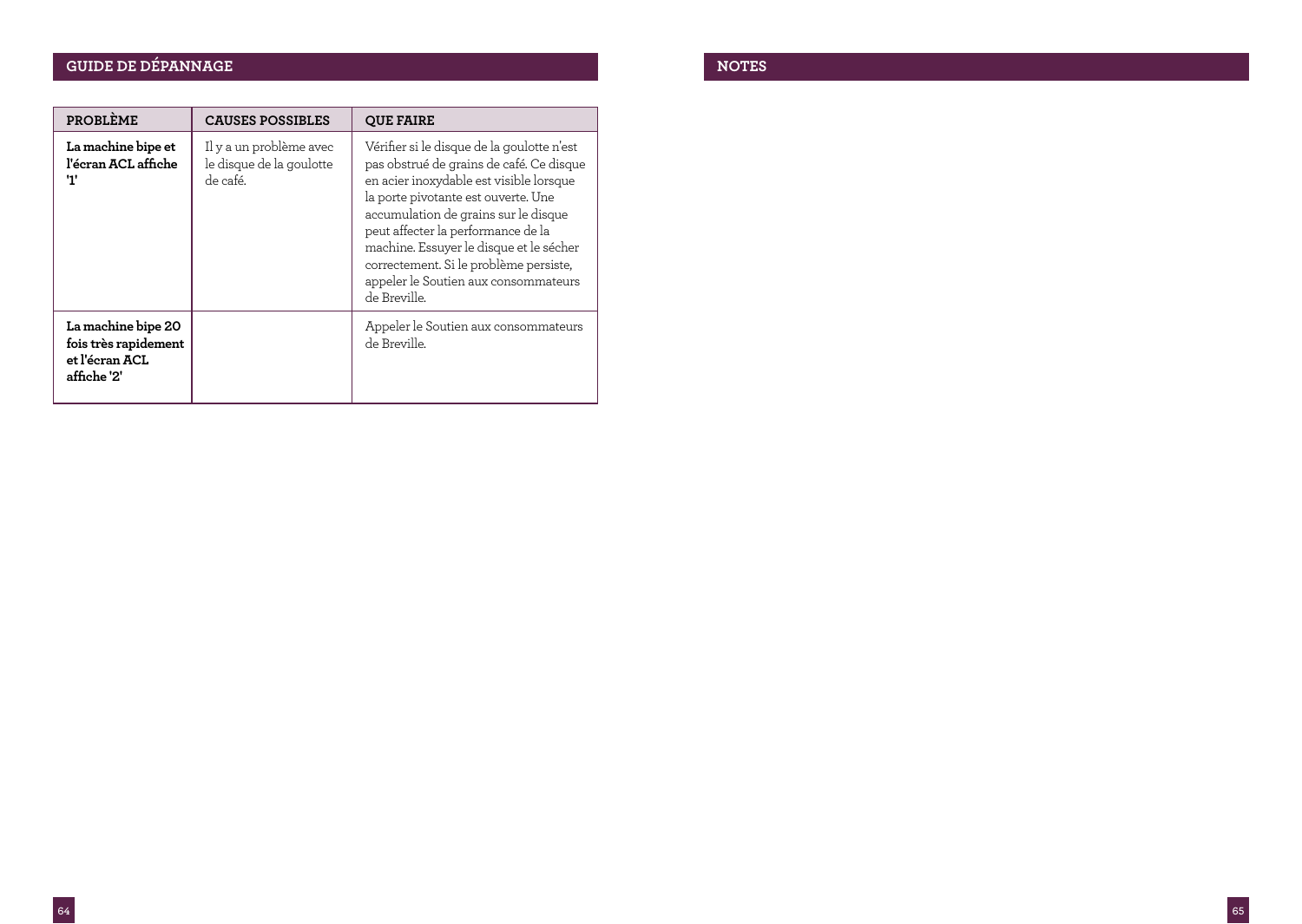## GUIDE DE DÉPANNAGE

| PROBLÈME | CAUSES POSSIBLES | QUE FAIRE |
|---|---|---|
| **La machine bipe et l'écran ACL affiche '1'** | Il y a un problème avec le disque de la goulotte de café. | Vérifier si le disque de la goulotte n'est pas obstrué de grains de café. Ce disque en acier inoxydable est visible lorsque la porte pivotante est ouverte. Une accumulation de grains sur le disque peut affecter la performance de la machine. Essuyer le disque et le sécher correctement. Si le problème persiste, appeler le Soutien aux consommateurs de Breville. |
| **La machine bipe 20 fois très rapidement et l'écran ACL affiche '2'** | | Appeler le Soutien aux consommateurs de Breville. |

## NOTES